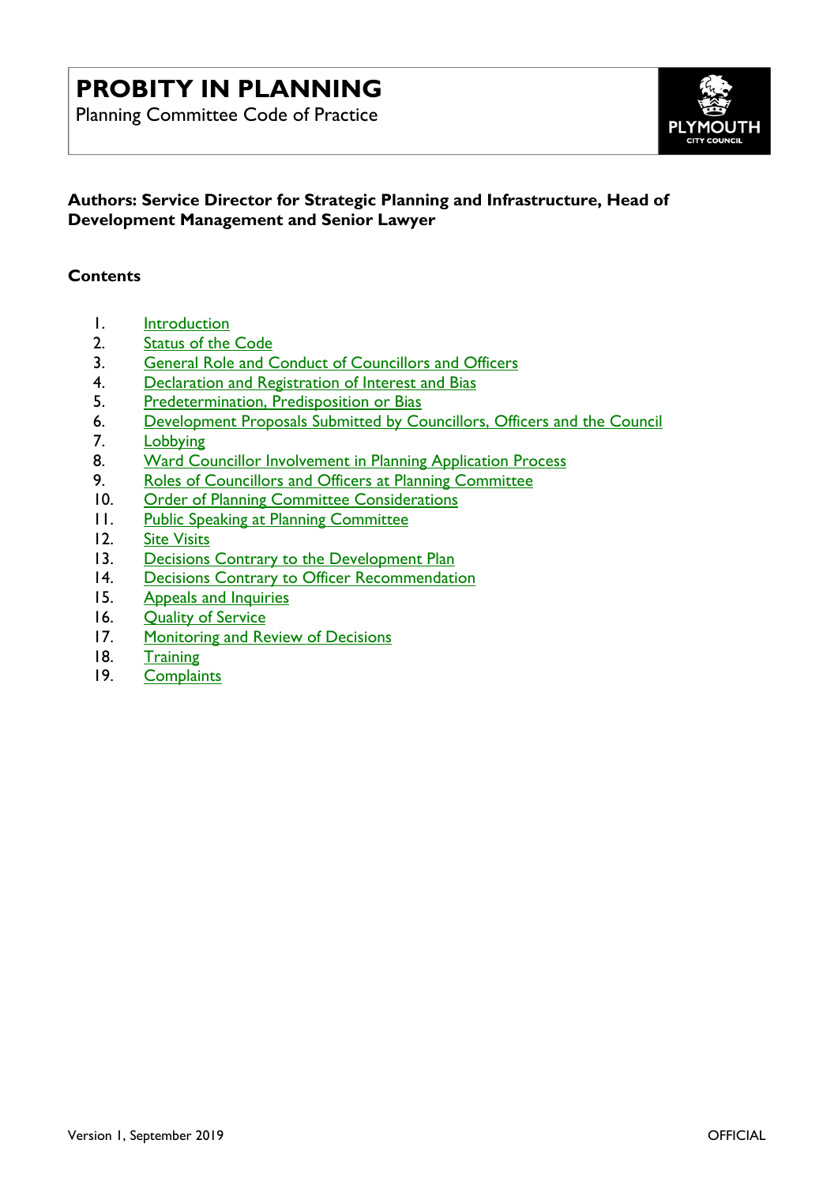# PROBITY IN PLANNING

Planning Committee Code of Practice

**Authors: Service Director for Strategic Planning and Infrastructure, Head of Development Management and Senior Lawyer**

**Contents**

1. Introduction
2. Status of the Code
3. General Role and Conduct of Councillors and Officers
4. Declaration and Registration of Interest and Bias
5. Predetermination, Predisposition or Bias
6. Development Proposals Submitted by Councillors, Officers and the Council
7. Lobbying
8. Ward Councillor Involvement in Planning Application Process
9. Roles of Councillors and Officers at Planning Committee
10. Order of Planning Committee Considerations
11. Public Speaking at Planning Committee
12. Site Visits
13. Decisions Contrary to the Development Plan
14. Decisions Contrary to Officer Recommendation
15. Appeals and Inquiries
16. Quality of Service
17. Monitoring and Review of Decisions
18. Training
19. Complaints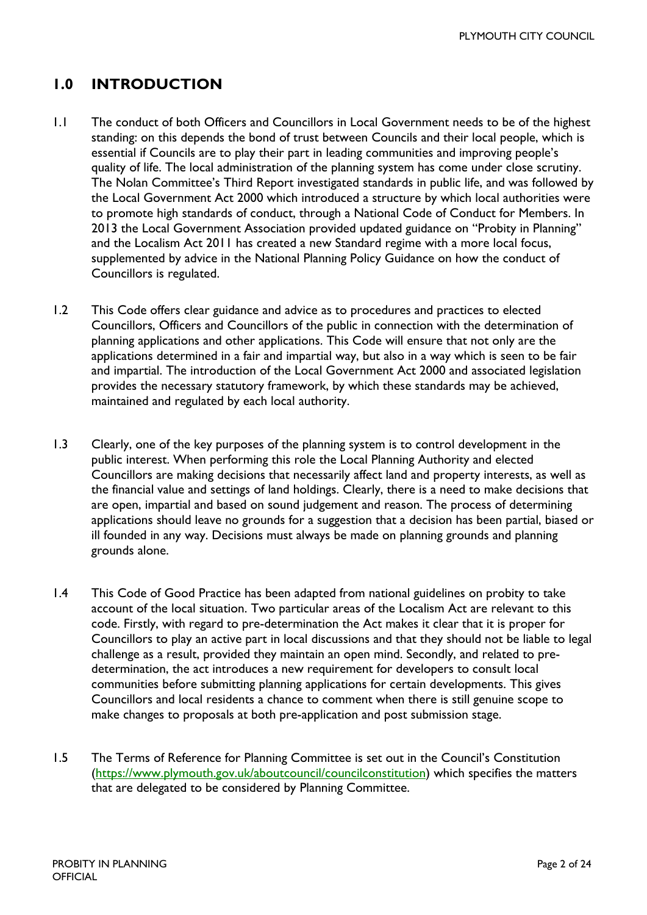## 1.0 INTRODUCTION

1.1 The conduct of both Officers and Councillors in Local Government needs to be of the highest standing: on this depends the bond of trust between Councils and their local people, which is essential if Councils are to play their part in leading communities and improving people's quality of life. The local administration of the planning system has come under close scrutiny. The Nolan Committee's Third Report investigated standards in public life, and was followed by the Local Government Act 2000 which introduced a structure by which local authorities were to promote high standards of conduct, through a National Code of Conduct for Members. In 2013 the Local Government Association provided updated guidance on "Probity in Planning" and the Localism Act 2011 has created a new Standard regime with a more local focus, supplemented by advice in the National Planning Policy Guidance on how the conduct of Councillors is regulated.

1.2 This Code offers clear guidance and advice as to procedures and practices to elected Councillors, Officers and Councillors of the public in connection with the determination of planning applications and other applications. This Code will ensure that not only are the applications determined in a fair and impartial way, but also in a way which is seen to be fair and impartial. The introduction of the Local Government Act 2000 and associated legislation provides the necessary statutory framework, by which these standards may be achieved, maintained and regulated by each local authority.

1.3 Clearly, one of the key purposes of the planning system is to control development in the public interest. When performing this role the Local Planning Authority and elected Councillors are making decisions that necessarily affect land and property interests, as well as the financial value and settings of land holdings. Clearly, there is a need to make decisions that are open, impartial and based on sound judgement and reason. The process of determining applications should leave no grounds for a suggestion that a decision has been partial, biased or ill founded in any way. Decisions must always be made on planning grounds and planning grounds alone.

1.4 This Code of Good Practice has been adapted from national guidelines on probity to take account of the local situation. Two particular areas of the Localism Act are relevant to this code. Firstly, with regard to pre-determination the Act makes it clear that it is proper for Councillors to play an active part in local discussions and that they should not be liable to legal challenge as a result, provided they maintain an open mind. Secondly, and related to pre-determination, the act introduces a new requirement for developers to consult local communities before submitting planning applications for certain developments. This gives Councillors and local residents a chance to comment when there is still genuine scope to make changes to proposals at both pre-application and post submission stage.

1.5 The Terms of Reference for Planning Committee is set out in the Council's Constitution (https://www.plymouth.gov.uk/aboutcouncil/councilconstitution) which specifies the matters that are delegated to be considered by Planning Committee.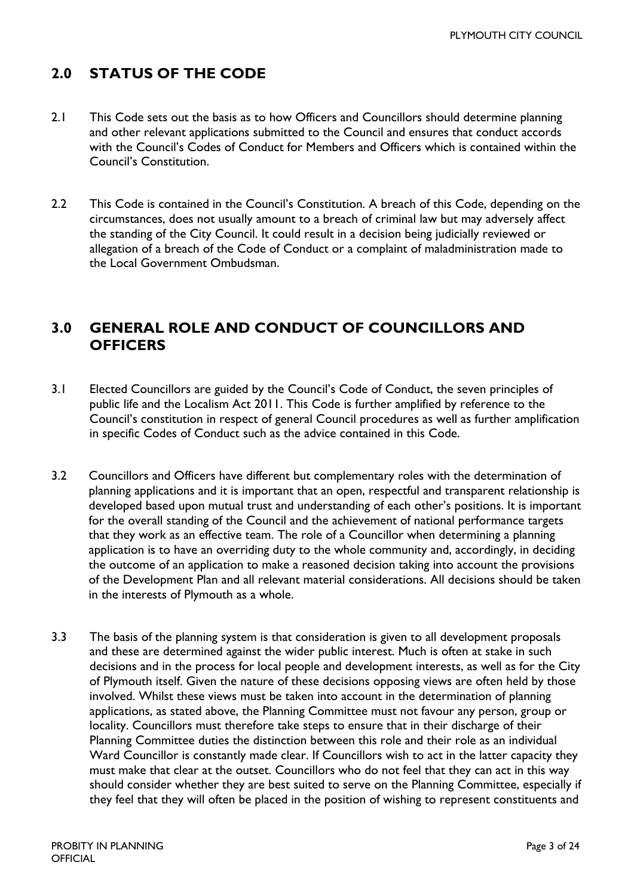## 2.0 STATUS OF THE CODE

2.1 This Code sets out the basis as to how Officers and Councillors should determine planning and other relevant applications submitted to the Council and ensures that conduct accords with the Council's Codes of Conduct for Members and Officers which is contained within the Council's Constitution.

2.2 This Code is contained in the Council's Constitution. A breach of this Code, depending on the circumstances, does not usually amount to a breach of criminal law but may adversely affect the standing of the City Council. It could result in a decision being judicially reviewed or allegation of a breach of the Code of Conduct or a complaint of maladministration made to the Local Government Ombudsman.

## 3.0 GENERAL ROLE AND CONDUCT OF COUNCILLORS AND OFFICERS

3.1 Elected Councillors are guided by the Council's Code of Conduct, the seven principles of public life and the Localism Act 2011. This Code is further amplified by reference to the Council's constitution in respect of general Council procedures as well as further amplification in specific Codes of Conduct such as the advice contained in this Code.

3.2 Councillors and Officers have different but complementary roles with the determination of planning applications and it is important that an open, respectful and transparent relationship is developed based upon mutual trust and understanding of each other's positions. It is important for the overall standing of the Council and the achievement of national performance targets that they work as an effective team. The role of a Councillor when determining a planning application is to have an overriding duty to the whole community and, accordingly, in deciding the outcome of an application to make a reasoned decision taking into account the provisions of the Development Plan and all relevant material considerations. All decisions should be taken in the interests of Plymouth as a whole.

3.3 The basis of the planning system is that consideration is given to all development proposals and these are determined against the wider public interest. Much is often at stake in such decisions and in the process for local people and development interests, as well as for the City of Plymouth itself. Given the nature of these decisions opposing views are often held by those involved. Whilst these views must be taken into account in the determination of planning applications, as stated above, the Planning Committee must not favour any person, group or locality. Councillors must therefore take steps to ensure that in their discharge of their Planning Committee duties the distinction between this role and their role as an individual Ward Councillor is constantly made clear. If Councillors wish to act in the latter capacity they must make that clear at the outset. Councillors who do not feel that they can act in this way should consider whether they are best suited to serve on the Planning Committee, especially if they feel that they will often be placed in the position of wishing to represent constituents and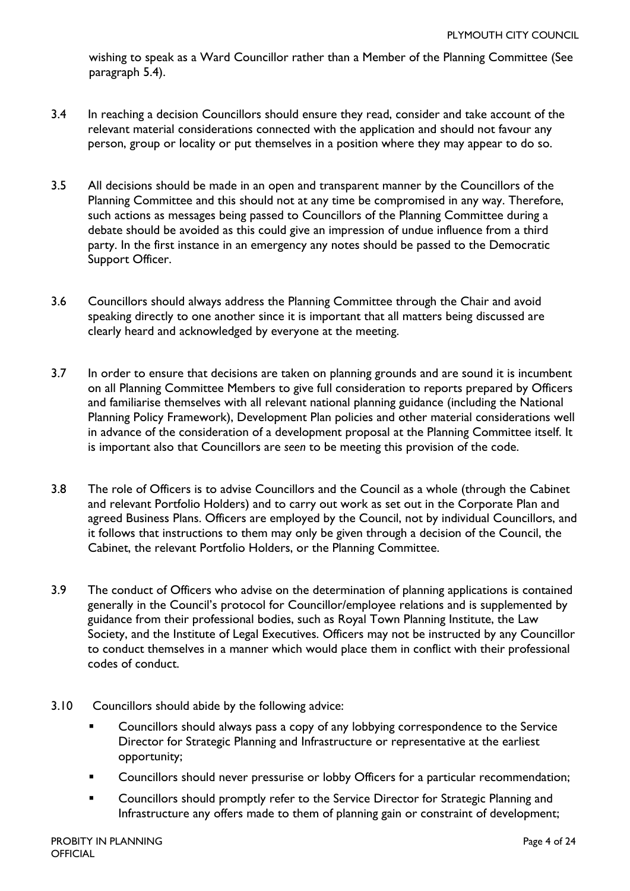wishing to speak as a Ward Councillor rather than a Member of the Planning Committee (See paragraph 5.4).

3.4 In reaching a decision Councillors should ensure they read, consider and take account of the relevant material considerations connected with the application and should not favour any person, group or locality or put themselves in a position where they may appear to do so.

3.5 All decisions should be made in an open and transparent manner by the Councillors of the Planning Committee and this should not at any time be compromised in any way. Therefore, such actions as messages being passed to Councillors of the Planning Committee during a debate should be avoided as this could give an impression of undue influence from a third party. In the first instance in an emergency any notes should be passed to the Democratic Support Officer.

3.6 Councillors should always address the Planning Committee through the Chair and avoid speaking directly to one another since it is important that all matters being discussed are clearly heard and acknowledged by everyone at the meeting.

3.7 In order to ensure that decisions are taken on planning grounds and are sound it is incumbent on all Planning Committee Members to give full consideration to reports prepared by Officers and familiarise themselves with all relevant national planning guidance (including the National Planning Policy Framework), Development Plan policies and other material considerations well in advance of the consideration of a development proposal at the Planning Committee itself. It is important also that Councillors are *seen* to be meeting this provision of the code.

3.8 The role of Officers is to advise Councillors and the Council as a whole (through the Cabinet and relevant Portfolio Holders) and to carry out work as set out in the Corporate Plan and agreed Business Plans. Officers are employed by the Council, not by individual Councillors, and it follows that instructions to them may only be given through a decision of the Council, the Cabinet, the relevant Portfolio Holders, or the Planning Committee.

3.9 The conduct of Officers who advise on the determination of planning applications is contained generally in the Council's protocol for Councillor/employee relations and is supplemented by guidance from their professional bodies, such as Royal Town Planning Institute, the Law Society, and the Institute of Legal Executives. Officers may not be instructed by any Councillor to conduct themselves in a manner which would place them in conflict with their professional codes of conduct.

3.10 Councillors should abide by the following advice:

- Councillors should always pass a copy of any lobbying correspondence to the Service Director for Strategic Planning and Infrastructure or representative at the earliest opportunity;
- Councillors should never pressurise or lobby Officers for a particular recommendation;
- Councillors should promptly refer to the Service Director for Strategic Planning and Infrastructure any offers made to them of planning gain or constraint of development;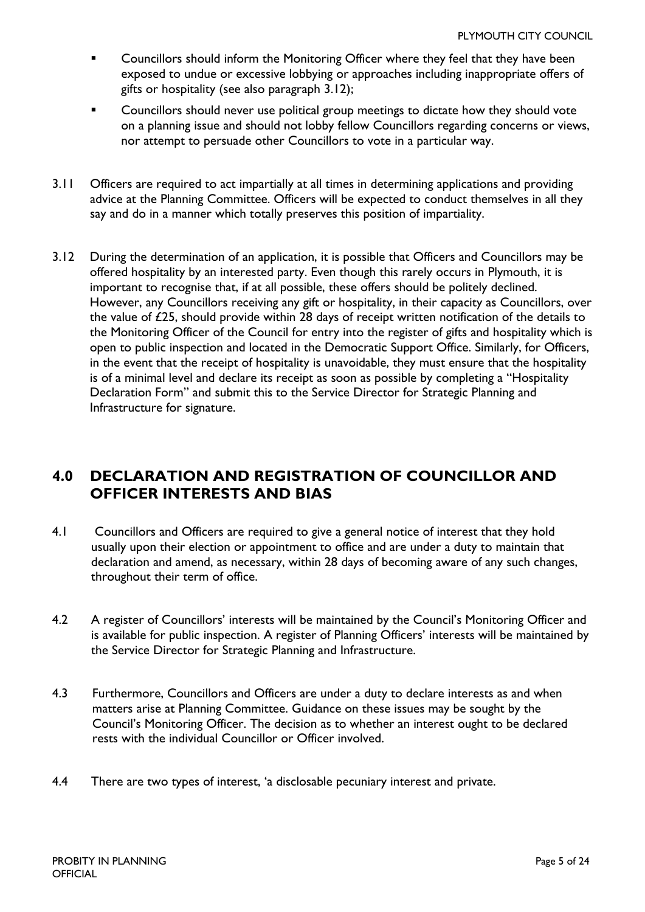- Councillors should inform the Monitoring Officer where they feel that they have been exposed to undue or excessive lobbying or approaches including inappropriate offers of gifts or hospitality (see also paragraph 3.12);
- Councillors should never use political group meetings to dictate how they should vote on a planning issue and should not lobby fellow Councillors regarding concerns or views, nor attempt to persuade other Councillors to vote in a particular way.

3.11 Officers are required to act impartially at all times in determining applications and providing advice at the Planning Committee. Officers will be expected to conduct themselves in all they say and do in a manner which totally preserves this position of impartiality.

3.12 During the determination of an application, it is possible that Officers and Councillors may be offered hospitality by an interested party. Even though this rarely occurs in Plymouth, it is important to recognise that, if at all possible, these offers should be politely declined. However, any Councillors receiving any gift or hospitality, in their capacity as Councillors, over the value of £25, should provide within 28 days of receipt written notification of the details to the Monitoring Officer of the Council for entry into the register of gifts and hospitality which is open to public inspection and located in the Democratic Support Office. Similarly, for Officers, in the event that the receipt of hospitality is unavoidable, they must ensure that the hospitality is of a minimal level and declare its receipt as soon as possible by completing a "Hospitality Declaration Form" and submit this to the Service Director for Strategic Planning and Infrastructure for signature.

## 4.0 DECLARATION AND REGISTRATION OF COUNCILLOR AND OFFICER INTERESTS AND BIAS

4.1 Councillors and Officers are required to give a general notice of interest that they hold usually upon their election or appointment to office and are under a duty to maintain that declaration and amend, as necessary, within 28 days of becoming aware of any such changes, throughout their term of office.

4.2 A register of Councillors' interests will be maintained by the Council's Monitoring Officer and is available for public inspection. A register of Planning Officers' interests will be maintained by the Service Director for Strategic Planning and Infrastructure.

4.3 Furthermore, Councillors and Officers are under a duty to declare interests as and when matters arise at Planning Committee. Guidance on these issues may be sought by the Council's Monitoring Officer. The decision as to whether an interest ought to be declared rests with the individual Councillor or Officer involved.

4.4 There are two types of interest, 'a disclosable pecuniary interest and private.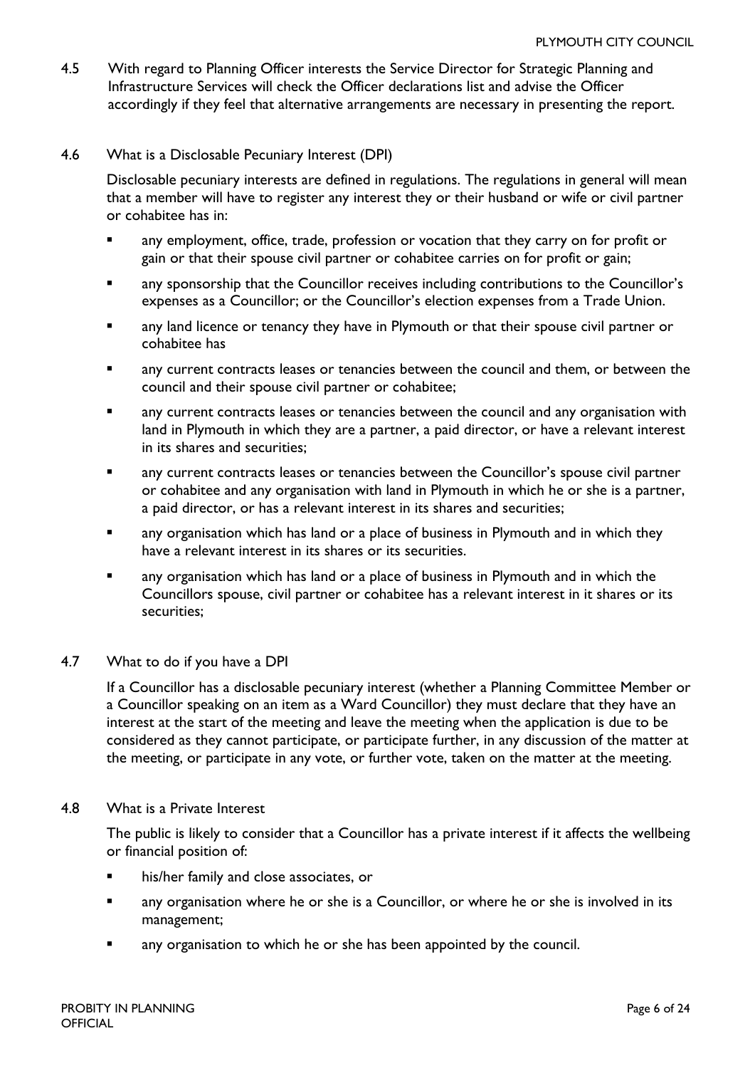4.5 With regard to Planning Officer interests the Service Director for Strategic Planning and Infrastructure Services will check the Officer declarations list and advise the Officer accordingly if they feel that alternative arrangements are necessary in presenting the report.

4.6 What is a Disclosable Pecuniary Interest (DPI)

Disclosable pecuniary interests are defined in regulations. The regulations in general will mean that a member will have to register any interest they or their husband or wife or civil partner or cohabitee has in:

- any employment, office, trade, profession or vocation that they carry on for profit or gain or that their spouse civil partner or cohabitee carries on for profit or gain;
- any sponsorship that the Councillor receives including contributions to the Councillor's expenses as a Councillor; or the Councillor's election expenses from a Trade Union.
- any land licence or tenancy they have in Plymouth or that their spouse civil partner or cohabitee has
- any current contracts leases or tenancies between the council and them, or between the council and their spouse civil partner or cohabitee;
- any current contracts leases or tenancies between the council and any organisation with land in Plymouth in which they are a partner, a paid director, or have a relevant interest in its shares and securities;
- any current contracts leases or tenancies between the Councillor's spouse civil partner or cohabitee and any organisation with land in Plymouth in which he or she is a partner, a paid director, or has a relevant interest in its shares and securities;
- any organisation which has land or a place of business in Plymouth and in which they have a relevant interest in its shares or its securities.
- any organisation which has land or a place of business in Plymouth and in which the Councillors spouse, civil partner or cohabitee has a relevant interest in it shares or its securities;

4.7 What to do if you have a DPI

If a Councillor has a disclosable pecuniary interest (whether a Planning Committee Member or a Councillor speaking on an item as a Ward Councillor) they must declare that they have an interest at the start of the meeting and leave the meeting when the application is due to be considered as they cannot participate, or participate further, in any discussion of the matter at the meeting, or participate in any vote, or further vote, taken on the matter at the meeting.

4.8 What is a Private Interest

The public is likely to consider that a Councillor has a private interest if it affects the wellbeing or financial position of:

- his/her family and close associates, or
- any organisation where he or she is a Councillor, or where he or she is involved in its management;
- any organisation to which he or she has been appointed by the council.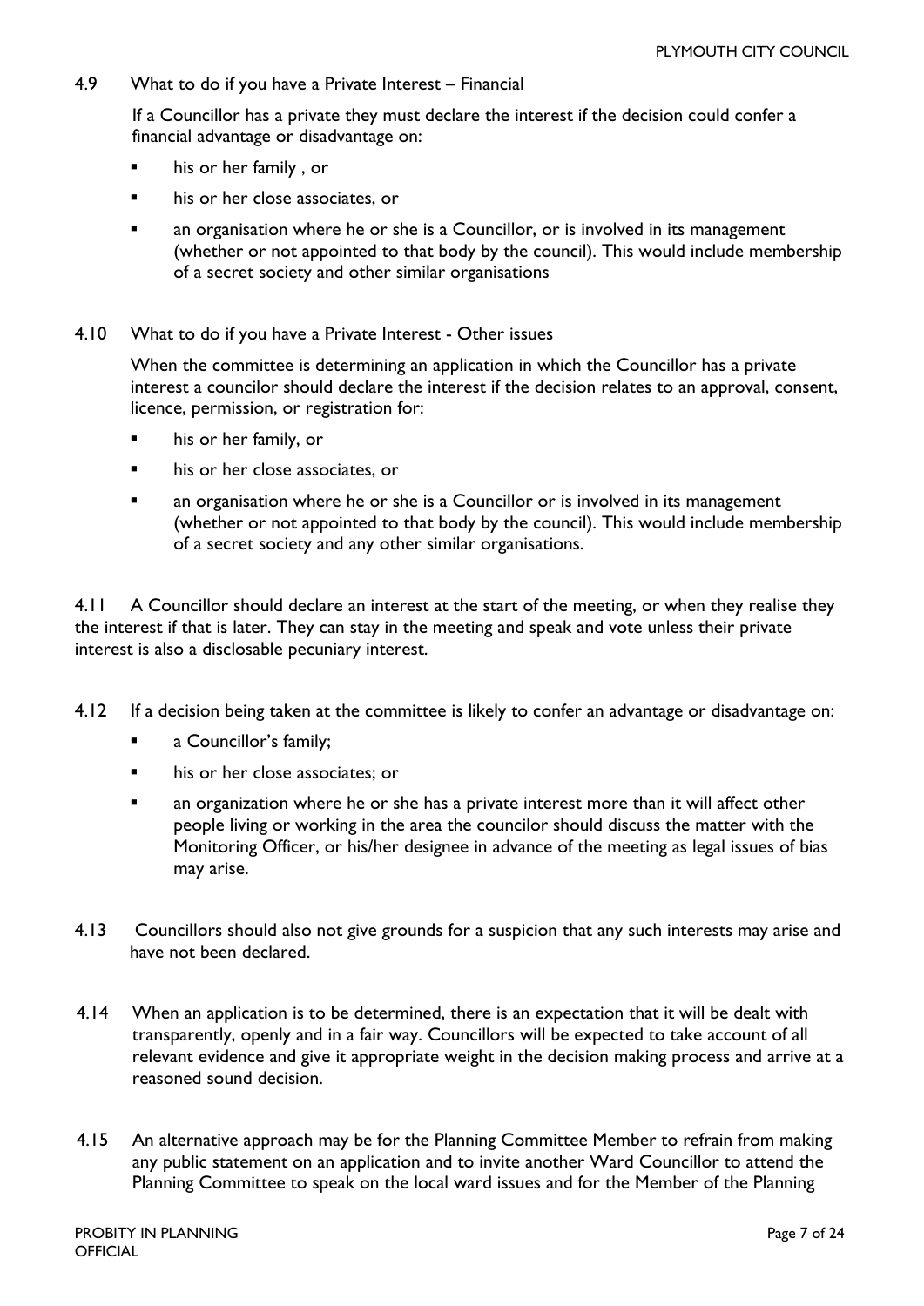4.9 What to do if you have a Private Interest – Financial

If a Councillor has a private they must declare the interest if the decision could confer a financial advantage or disadvantage on:

- his or her family , or
- his or her close associates, or
- an organisation where he or she is a Councillor, or is involved in its management (whether or not appointed to that body by the council). This would include membership of a secret society and other similar organisations

4.10 What to do if you have a Private Interest - Other issues

When the committee is determining an application in which the Councillor has a private interest a councilor should declare the interest if the decision relates to an approval, consent, licence, permission, or registration for:

- his or her family, or
- his or her close associates, or
- an organisation where he or she is a Councillor or is involved in its management (whether or not appointed to that body by the council). This would include membership of a secret society and any other similar organisations.

4.11 A Councillor should declare an interest at the start of the meeting, or when they realise they the interest if that is later. They can stay in the meeting and speak and vote unless their private interest is also a disclosable pecuniary interest.

4.12 If a decision being taken at the committee is likely to confer an advantage or disadvantage on:

- a Councillor's family;
- his or her close associates; or
- an organization where he or she has a private interest more than it will affect other people living or working in the area the councilor should discuss the matter with the Monitoring Officer, or his/her designee in advance of the meeting as legal issues of bias may arise.

4.13 Councillors should also not give grounds for a suspicion that any such interests may arise and have not been declared.

4.14 When an application is to be determined, there is an expectation that it will be dealt with transparently, openly and in a fair way. Councillors will be expected to take account of all relevant evidence and give it appropriate weight in the decision making process and arrive at a reasoned sound decision.

4.15 An alternative approach may be for the Planning Committee Member to refrain from making any public statement on an application and to invite another Ward Councillor to attend the Planning Committee to speak on the local ward issues and for the Member of the Planning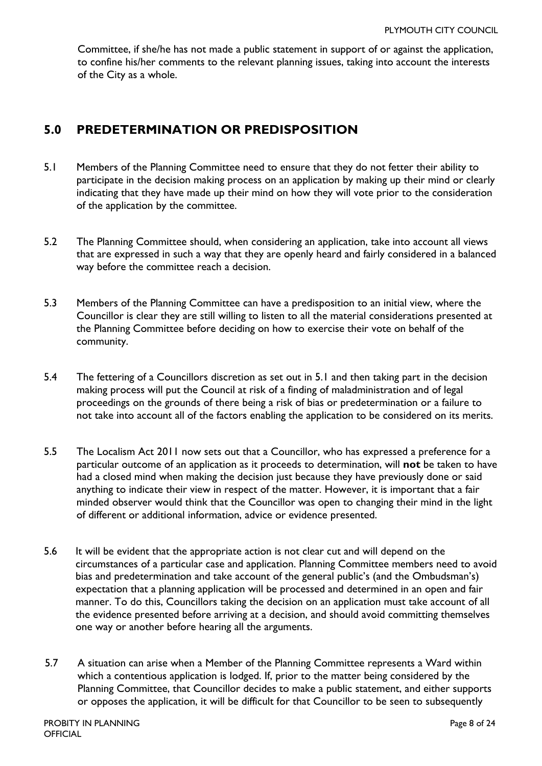Committee, if she/he has not made a public statement in support of or against the application, to confine his/her comments to the relevant planning issues, taking into account the interests of the City as a whole.

## 5.0 PREDETERMINATION OR PREDISPOSITION

5.1 Members of the Planning Committee need to ensure that they do not fetter their ability to participate in the decision making process on an application by making up their mind or clearly indicating that they have made up their mind on how they will vote prior to the consideration of the application by the committee.

5.2 The Planning Committee should, when considering an application, take into account all views that are expressed in such a way that they are openly heard and fairly considered in a balanced way before the committee reach a decision.

5.3 Members of the Planning Committee can have a predisposition to an initial view, where the Councillor is clear they are still willing to listen to all the material considerations presented at the Planning Committee before deciding on how to exercise their vote on behalf of the community.

5.4 The fettering of a Councillors discretion as set out in 5.1 and then taking part in the decision making process will put the Council at risk of a finding of maladministration and of legal proceedings on the grounds of there being a risk of bias or predetermination or a failure to not take into account all of the factors enabling the application to be considered on its merits.

5.5 The Localism Act 2011 now sets out that a Councillor, who has expressed a preference for a particular outcome of an application as it proceeds to determination, will **not** be taken to have had a closed mind when making the decision just because they have previously done or said anything to indicate their view in respect of the matter. However, it is important that a fair minded observer would think that the Councillor was open to changing their mind in the light of different or additional information, advice or evidence presented.

5.6 It will be evident that the appropriate action is not clear cut and will depend on the circumstances of a particular case and application. Planning Committee members need to avoid bias and predetermination and take account of the general public's (and the Ombudsman's) expectation that a planning application will be processed and determined in an open and fair manner. To do this, Councillors taking the decision on an application must take account of all the evidence presented before arriving at a decision, and should avoid committing themselves one way or another before hearing all the arguments.

5.7 A situation can arise when a Member of the Planning Committee represents a Ward within which a contentious application is lodged. If, prior to the matter being considered by the Planning Committee, that Councillor decides to make a public statement, and either supports or opposes the application, it will be difficult for that Councillor to be seen to subsequently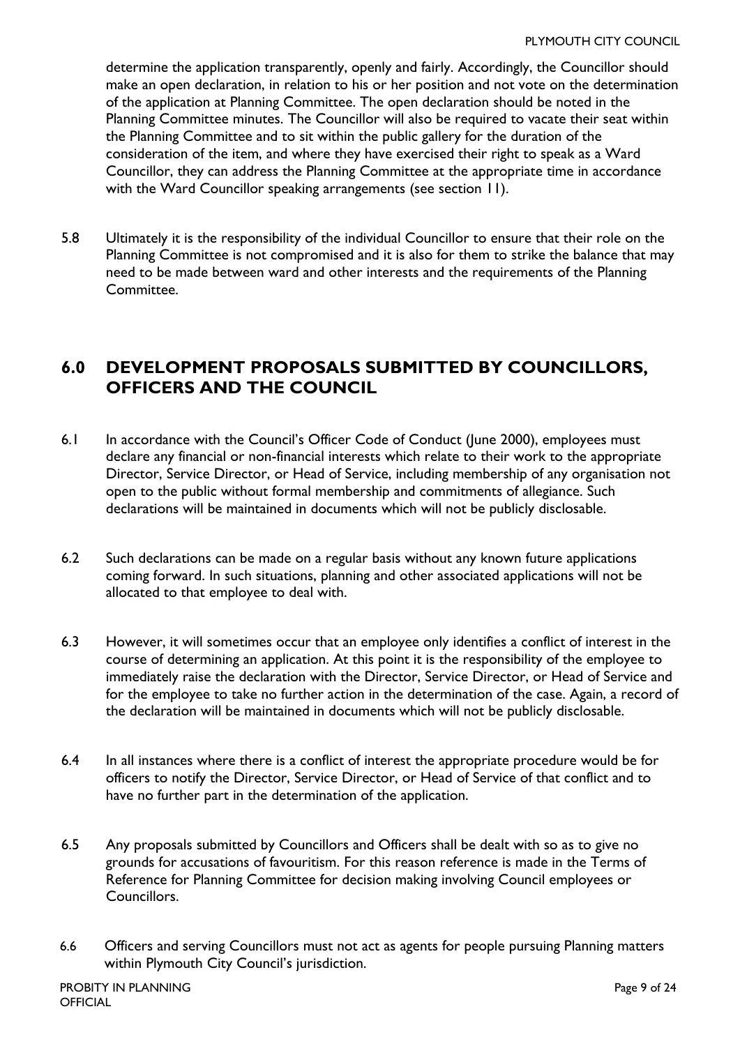determine the application transparently, openly and fairly. Accordingly, the Councillor should make an open declaration, in relation to his or her position and not vote on the determination of the application at Planning Committee. The open declaration should be noted in the Planning Committee minutes. The Councillor will also be required to vacate their seat within the Planning Committee and to sit within the public gallery for the duration of the consideration of the item, and where they have exercised their right to speak as a Ward Councillor, they can address the Planning Committee at the appropriate time in accordance with the Ward Councillor speaking arrangements (see section 11).

5.8 Ultimately it is the responsibility of the individual Councillor to ensure that their role on the Planning Committee is not compromised and it is also for them to strike the balance that may need to be made between ward and other interests and the requirements of the Planning Committee.

## 6.0 DEVELOPMENT PROPOSALS SUBMITTED BY COUNCILLORS, OFFICERS AND THE COUNCIL

6.1 In accordance with the Council's Officer Code of Conduct (June 2000), employees must declare any financial or non-financial interests which relate to their work to the appropriate Director, Service Director, or Head of Service, including membership of any organisation not open to the public without formal membership and commitments of allegiance. Such declarations will be maintained in documents which will not be publicly disclosable.

6.2 Such declarations can be made on a regular basis without any known future applications coming forward. In such situations, planning and other associated applications will not be allocated to that employee to deal with.

6.3 However, it will sometimes occur that an employee only identifies a conflict of interest in the course of determining an application. At this point it is the responsibility of the employee to immediately raise the declaration with the Director, Service Director, or Head of Service and for the employee to take no further action in the determination of the case. Again, a record of the declaration will be maintained in documents which will not be publicly disclosable.

6.4 In all instances where there is a conflict of interest the appropriate procedure would be for officers to notify the Director, Service Director, or Head of Service of that conflict and to have no further part in the determination of the application.

6.5 Any proposals submitted by Councillors and Officers shall be dealt with so as to give no grounds for accusations of favouritism. For this reason reference is made in the Terms of Reference for Planning Committee for decision making involving Council employees or Councillors.

6.6 Officers and serving Councillors must not act as agents for people pursuing Planning matters within Plymouth City Council's jurisdiction.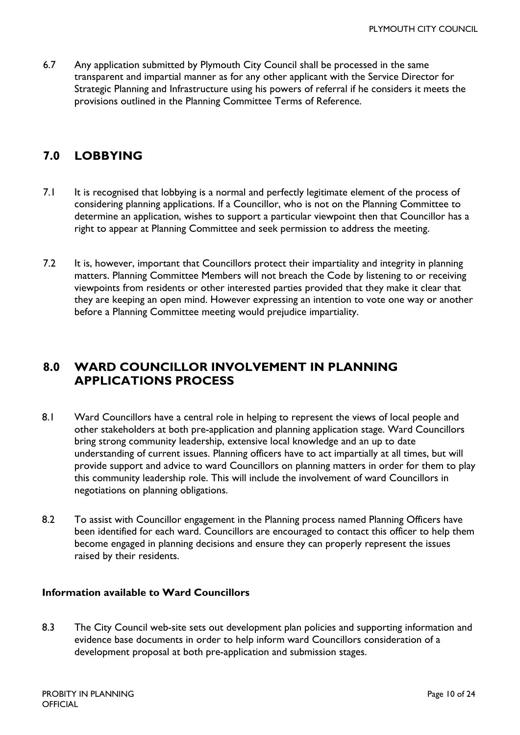6.7 Any application submitted by Plymouth City Council shall be processed in the same transparent and impartial manner as for any other applicant with the Service Director for Strategic Planning and Infrastructure using his powers of referral if he considers it meets the provisions outlined in the Planning Committee Terms of Reference.

## 7.0 LOBBYING

7.1 It is recognised that lobbying is a normal and perfectly legitimate element of the process of considering planning applications. If a Councillor, who is not on the Planning Committee to determine an application, wishes to support a particular viewpoint then that Councillor has a right to appear at Planning Committee and seek permission to address the meeting.

7.2 It is, however, important that Councillors protect their impartiality and integrity in planning matters. Planning Committee Members will not breach the Code by listening to or receiving viewpoints from residents or other interested parties provided that they make it clear that they are keeping an open mind. However expressing an intention to vote one way or another before a Planning Committee meeting would prejudice impartiality.

## 8.0 WARD COUNCILLOR INVOLVEMENT IN PLANNING APPLICATIONS PROCESS

8.1 Ward Councillors have a central role in helping to represent the views of local people and other stakeholders at both pre-application and planning application stage. Ward Councillors bring strong community leadership, extensive local knowledge and an up to date understanding of current issues. Planning officers have to act impartially at all times, but will provide support and advice to ward Councillors on planning matters in order for them to play this community leadership role. This will include the involvement of ward Councillors in negotiations on planning obligations.

8.2 To assist with Councillor engagement in the Planning process named Planning Officers have been identified for each ward. Councillors are encouraged to contact this officer to help them become engaged in planning decisions and ensure they can properly represent the issues raised by their residents.

### Information available to Ward Councillors

8.3 The City Council web-site sets out development plan policies and supporting information and evidence base documents in order to help inform ward Councillors consideration of a development proposal at both pre-application and submission stages.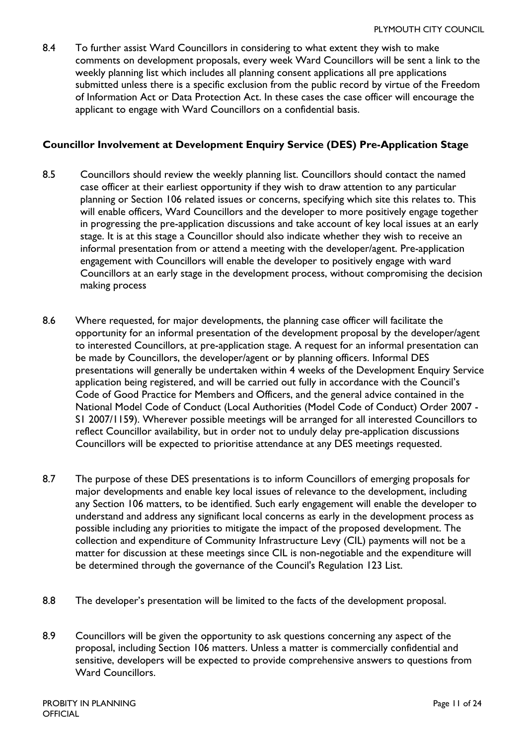8.4 To further assist Ward Councillors in considering to what extent they wish to make comments on development proposals, every week Ward Councillors will be sent a link to the weekly planning list which includes all planning consent applications all pre applications submitted unless there is a specific exclusion from the public record by virtue of the Freedom of Information Act or Data Protection Act. In these cases the case officer will encourage the applicant to engage with Ward Councillors on a confidential basis.

### Councillor Involvement at Development Enquiry Service (DES) Pre-Application Stage

8.5 Councillors should review the weekly planning list. Councillors should contact the named case officer at their earliest opportunity if they wish to draw attention to any particular planning or Section 106 related issues or concerns, specifying which site this relates to. This will enable officers, Ward Councillors and the developer to more positively engage together in progressing the pre-application discussions and take account of key local issues at an early stage. It is at this stage a Councillor should also indicate whether they wish to receive an informal presentation from or attend a meeting with the developer/agent. Pre-application engagement with Councillors will enable the developer to positively engage with ward Councillors at an early stage in the development process, without compromising the decision making process

8.6 Where requested, for major developments, the planning case officer will facilitate the opportunity for an informal presentation of the development proposal by the developer/agent to interested Councillors, at pre-application stage. A request for an informal presentation can be made by Councillors, the developer/agent or by planning officers. Informal DES presentations will generally be undertaken within 4 weeks of the Development Enquiry Service application being registered, and will be carried out fully in accordance with the Council's Code of Good Practice for Members and Officers, and the general advice contained in the National Model Code of Conduct (Local Authorities (Model Code of Conduct) Order 2007 - S1 2007/1159). Wherever possible meetings will be arranged for all interested Councillors to reflect Councillor availability, but in order not to unduly delay pre-application discussions Councillors will be expected to prioritise attendance at any DES meetings requested.

8.7 The purpose of these DES presentations is to inform Councillors of emerging proposals for major developments and enable key local issues of relevance to the development, including any Section 106 matters, to be identified. Such early engagement will enable the developer to understand and address any significant local concerns as early in the development process as possible including any priorities to mitigate the impact of the proposed development. The collection and expenditure of Community Infrastructure Levy (CIL) payments will not be a matter for discussion at these meetings since CIL is non-negotiable and the expenditure will be determined through the governance of the Council's Regulation 123 List.

8.8 The developer's presentation will be limited to the facts of the development proposal.

8.9 Councillors will be given the opportunity to ask questions concerning any aspect of the proposal, including Section 106 matters. Unless a matter is commercially confidential and sensitive, developers will be expected to provide comprehensive answers to questions from Ward Councillors.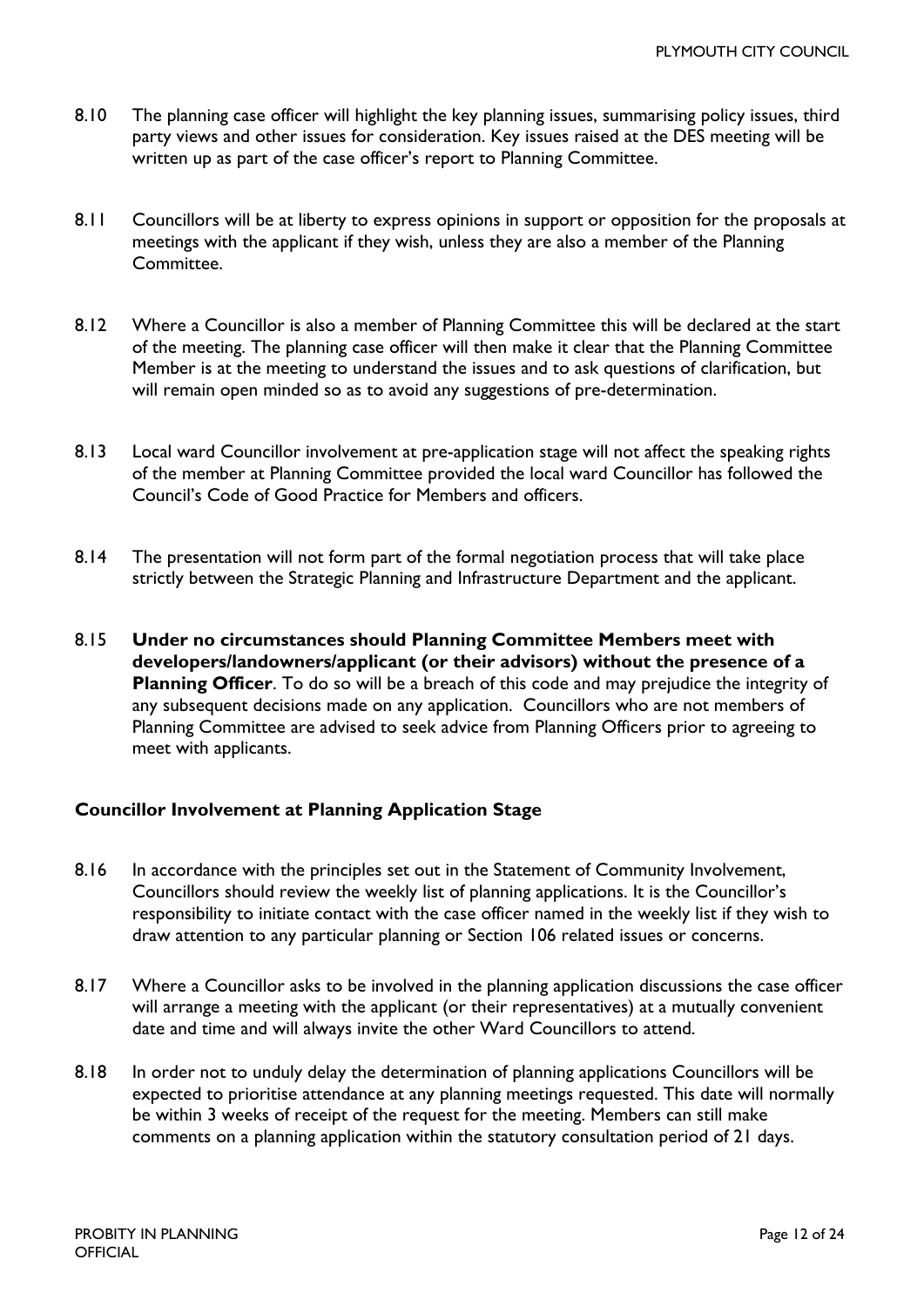8.10 The planning case officer will highlight the key planning issues, summarising policy issues, third party views and other issues for consideration. Key issues raised at the DES meeting will be written up as part of the case officer's report to Planning Committee.

8.11 Councillors will be at liberty to express opinions in support or opposition for the proposals at meetings with the applicant if they wish, unless they are also a member of the Planning Committee.

8.12 Where a Councillor is also a member of Planning Committee this will be declared at the start of the meeting. The planning case officer will then make it clear that the Planning Committee Member is at the meeting to understand the issues and to ask questions of clarification, but will remain open minded so as to avoid any suggestions of pre-determination.

8.13 Local ward Councillor involvement at pre-application stage will not affect the speaking rights of the member at Planning Committee provided the local ward Councillor has followed the Council's Code of Good Practice for Members and officers.

8.14 The presentation will not form part of the formal negotiation process that will take place strictly between the Strategic Planning and Infrastructure Department and the applicant.

8.15 **Under no circumstances should Planning Committee Members meet with developers/landowners/applicant (or their advisors) without the presence of a Planning Officer**. To do so will be a breach of this code and may prejudice the integrity of any subsequent decisions made on any application. Councillors who are not members of Planning Committee are advised to seek advice from Planning Officers prior to agreeing to meet with applicants.

### Councillor Involvement at Planning Application Stage

8.16 In accordance with the principles set out in the Statement of Community Involvement, Councillors should review the weekly list of planning applications. It is the Councillor's responsibility to initiate contact with the case officer named in the weekly list if they wish to draw attention to any particular planning or Section 106 related issues or concerns.

8.17 Where a Councillor asks to be involved in the planning application discussions the case officer will arrange a meeting with the applicant (or their representatives) at a mutually convenient date and time and will always invite the other Ward Councillors to attend.

8.18 In order not to unduly delay the determination of planning applications Councillors will be expected to prioritise attendance at any planning meetings requested. This date will normally be within 3 weeks of receipt of the request for the meeting. Members can still make comments on a planning application within the statutory consultation period of 21 days.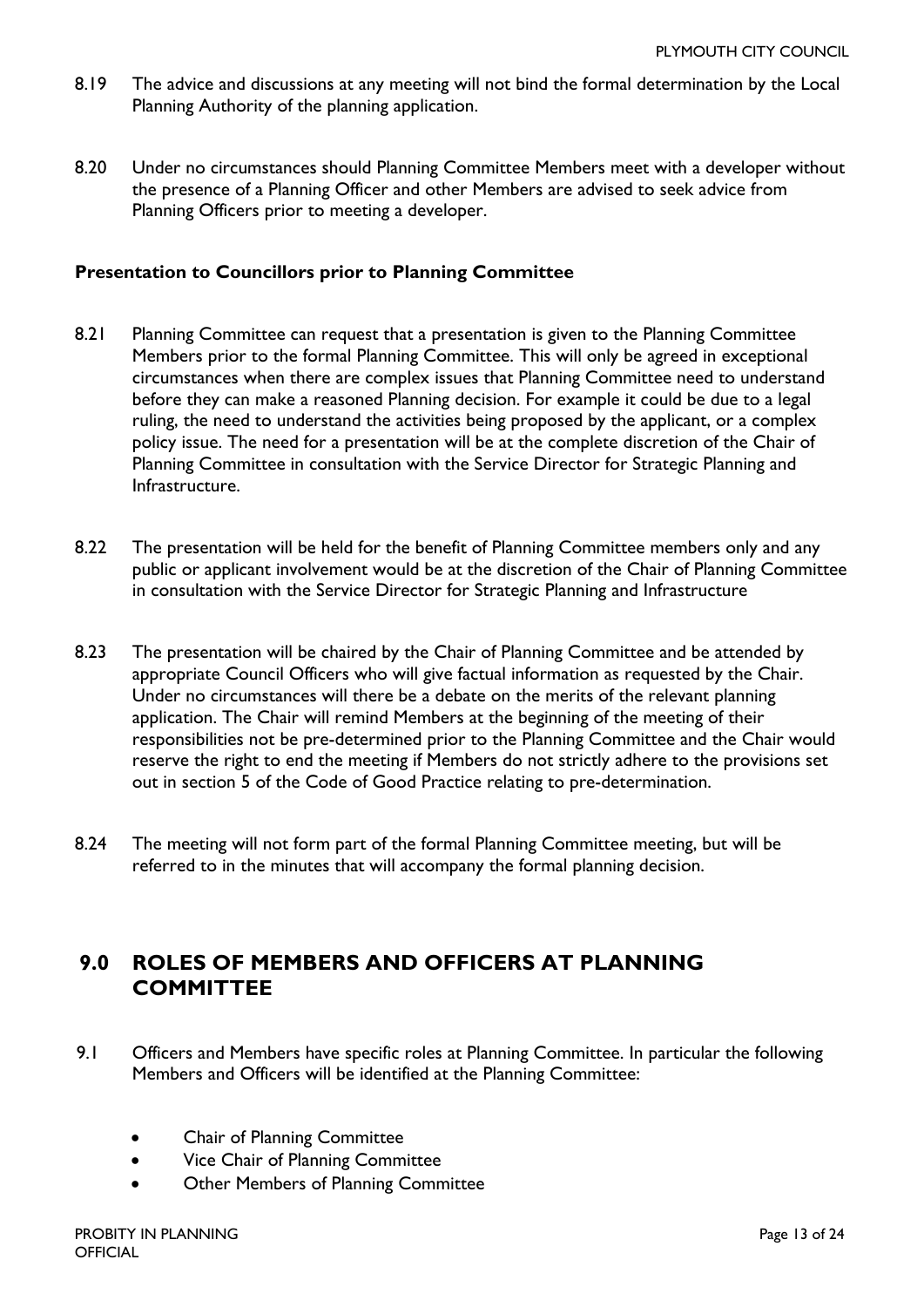8.19 The advice and discussions at any meeting will not bind the formal determination by the Local Planning Authority of the planning application.

8.20 Under no circumstances should Planning Committee Members meet with a developer without the presence of a Planning Officer and other Members are advised to seek advice from Planning Officers prior to meeting a developer.

### Presentation to Councillors prior to Planning Committee

8.21 Planning Committee can request that a presentation is given to the Planning Committee Members prior to the formal Planning Committee. This will only be agreed in exceptional circumstances when there are complex issues that Planning Committee need to understand before they can make a reasoned Planning decision. For example it could be due to a legal ruling, the need to understand the activities being proposed by the applicant, or a complex policy issue. The need for a presentation will be at the complete discretion of the Chair of Planning Committee in consultation with the Service Director for Strategic Planning and Infrastructure.

8.22 The presentation will be held for the benefit of Planning Committee members only and any public or applicant involvement would be at the discretion of the Chair of Planning Committee in consultation with the Service Director for Strategic Planning and Infrastructure

8.23 The presentation will be chaired by the Chair of Planning Committee and be attended by appropriate Council Officers who will give factual information as requested by the Chair. Under no circumstances will there be a debate on the merits of the relevant planning application. The Chair will remind Members at the beginning of the meeting of their responsibilities not be pre-determined prior to the Planning Committee and the Chair would reserve the right to end the meeting if Members do not strictly adhere to the provisions set out in section 5 of the Code of Good Practice relating to pre-determination.

8.24 The meeting will not form part of the formal Planning Committee meeting, but will be referred to in the minutes that will accompany the formal planning decision.

## 9.0 ROLES OF MEMBERS AND OFFICERS AT PLANNING COMMITTEE

9.1 Officers and Members have specific roles at Planning Committee. In particular the following Members and Officers will be identified at the Planning Committee:

- Chair of Planning Committee
- Vice Chair of Planning Committee
- Other Members of Planning Committee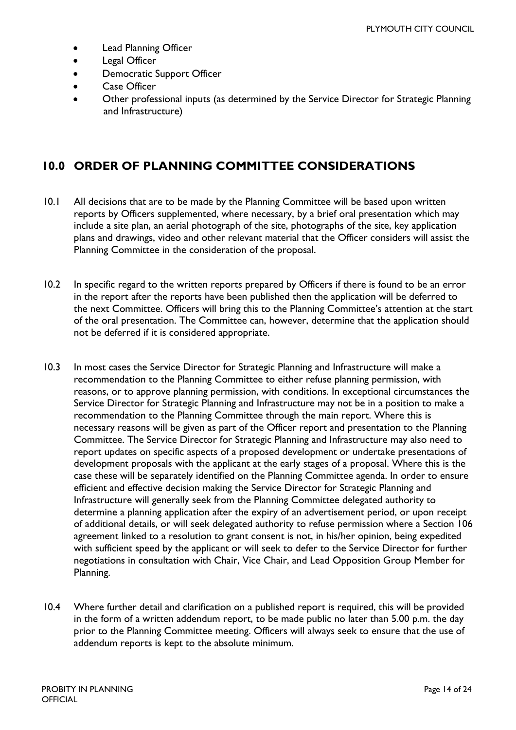- Lead Planning Officer
- Legal Officer
- Democratic Support Officer
- Case Officer
- Other professional inputs (as determined by the Service Director for Strategic Planning and Infrastructure)

## 10.0 ORDER OF PLANNING COMMITTEE CONSIDERATIONS

10.1 All decisions that are to be made by the Planning Committee will be based upon written reports by Officers supplemented, where necessary, by a brief oral presentation which may include a site plan, an aerial photograph of the site, photographs of the site, key application plans and drawings, video and other relevant material that the Officer considers will assist the Planning Committee in the consideration of the proposal.

10.2 In specific regard to the written reports prepared by Officers if there is found to be an error in the report after the reports have been published then the application will be deferred to the next Committee. Officers will bring this to the Planning Committee's attention at the start of the oral presentation. The Committee can, however, determine that the application should not be deferred if it is considered appropriate.

10.3 In most cases the Service Director for Strategic Planning and Infrastructure will make a recommendation to the Planning Committee to either refuse planning permission, with reasons, or to approve planning permission, with conditions. In exceptional circumstances the Service Director for Strategic Planning and Infrastructure may not be in a position to make a recommendation to the Planning Committee through the main report. Where this is necessary reasons will be given as part of the Officer report and presentation to the Planning Committee. The Service Director for Strategic Planning and Infrastructure may also need to report updates on specific aspects of a proposed development or undertake presentations of development proposals with the applicant at the early stages of a proposal. Where this is the case these will be separately identified on the Planning Committee agenda. In order to ensure efficient and effective decision making the Service Director for Strategic Planning and Infrastructure will generally seek from the Planning Committee delegated authority to determine a planning application after the expiry of an advertisement period, or upon receipt of additional details, or will seek delegated authority to refuse permission where a Section 106 agreement linked to a resolution to grant consent is not, in his/her opinion, being expedited with sufficient speed by the applicant or will seek to defer to the Service Director for further negotiations in consultation with Chair, Vice Chair, and Lead Opposition Group Member for Planning.

10.4 Where further detail and clarification on a published report is required, this will be provided in the form of a written addendum report, to be made public no later than 5.00 p.m. the day prior to the Planning Committee meeting. Officers will always seek to ensure that the use of addendum reports is kept to the absolute minimum.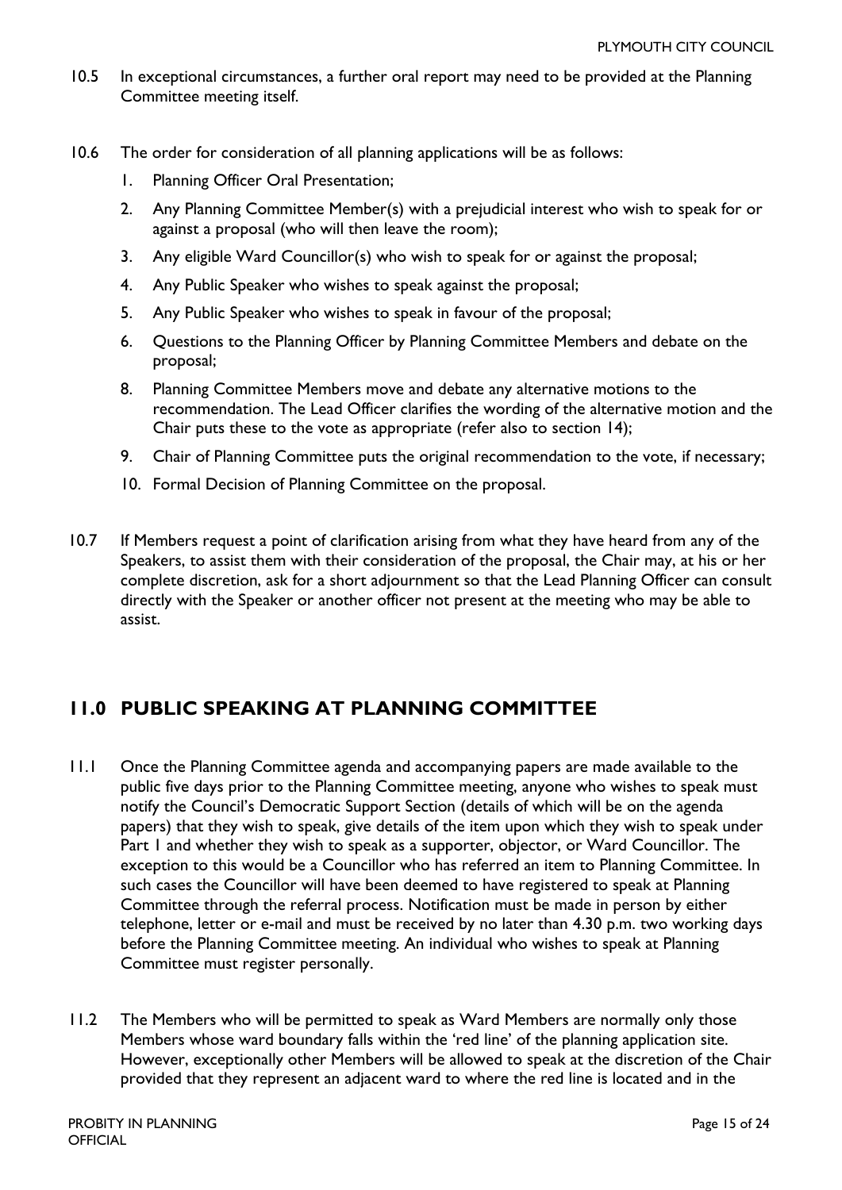10.5 In exceptional circumstances, a further oral report may need to be provided at the Planning Committee meeting itself.

10.6 The order for consideration of all planning applications will be as follows:

1. Planning Officer Oral Presentation;
2. Any Planning Committee Member(s) with a prejudicial interest who wish to speak for or against a proposal (who will then leave the room);
3. Any eligible Ward Councillor(s) who wish to speak for or against the proposal;
4. Any Public Speaker who wishes to speak against the proposal;
5. Any Public Speaker who wishes to speak in favour of the proposal;
6. Questions to the Planning Officer by Planning Committee Members and debate on the proposal;
8. Planning Committee Members move and debate any alternative motions to the recommendation. The Lead Officer clarifies the wording of the alternative motion and the Chair puts these to the vote as appropriate (refer also to section 14);
9. Chair of Planning Committee puts the original recommendation to the vote, if necessary;
10. Formal Decision of Planning Committee on the proposal.

10.7 If Members request a point of clarification arising from what they have heard from any of the Speakers, to assist them with their consideration of the proposal, the Chair may, at his or her complete discretion, ask for a short adjournment so that the Lead Planning Officer can consult directly with the Speaker or another officer not present at the meeting who may be able to assist.

## 11.0 PUBLIC SPEAKING AT PLANNING COMMITTEE

11.1 Once the Planning Committee agenda and accompanying papers are made available to the public five days prior to the Planning Committee meeting, anyone who wishes to speak must notify the Council's Democratic Support Section (details of which will be on the agenda papers) that they wish to speak, give details of the item upon which they wish to speak under Part 1 and whether they wish to speak as a supporter, objector, or Ward Councillor. The exception to this would be a Councillor who has referred an item to Planning Committee. In such cases the Councillor will have been deemed to have registered to speak at Planning Committee through the referral process. Notification must be made in person by either telephone, letter or e-mail and must be received by no later than 4.30 p.m. two working days before the Planning Committee meeting. An individual who wishes to speak at Planning Committee must register personally.

11.2 The Members who will be permitted to speak as Ward Members are normally only those Members whose ward boundary falls within the 'red line' of the planning application site. However, exceptionally other Members will be allowed to speak at the discretion of the Chair provided that they represent an adjacent ward to where the red line is located and in the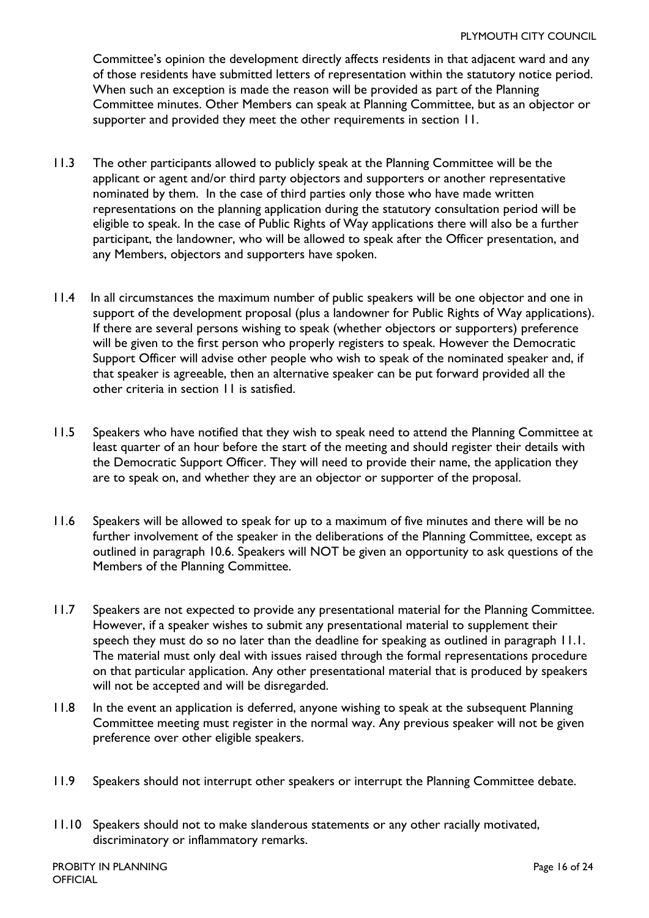Committee's opinion the development directly affects residents in that adjacent ward and any of those residents have submitted letters of representation within the statutory notice period. When such an exception is made the reason will be provided as part of the Planning Committee minutes. Other Members can speak at Planning Committee, but as an objector or supporter and provided they meet the other requirements in section 11.

11.3 The other participants allowed to publicly speak at the Planning Committee will be the applicant or agent and/or third party objectors and supporters or another representative nominated by them. In the case of third parties only those who have made written representations on the planning application during the statutory consultation period will be eligible to speak. In the case of Public Rights of Way applications there will also be a further participant, the landowner, who will be allowed to speak after the Officer presentation, and any Members, objectors and supporters have spoken.

11.4 In all circumstances the maximum number of public speakers will be one objector and one in support of the development proposal (plus a landowner for Public Rights of Way applications). If there are several persons wishing to speak (whether objectors or supporters) preference will be given to the first person who properly registers to speak. However the Democratic Support Officer will advise other people who wish to speak of the nominated speaker and, if that speaker is agreeable, then an alternative speaker can be put forward provided all the other criteria in section 11 is satisfied.

11.5 Speakers who have notified that they wish to speak need to attend the Planning Committee at least quarter of an hour before the start of the meeting and should register their details with the Democratic Support Officer. They will need to provide their name, the application they are to speak on, and whether they are an objector or supporter of the proposal.

11.6 Speakers will be allowed to speak for up to a maximum of five minutes and there will be no further involvement of the speaker in the deliberations of the Planning Committee, except as outlined in paragraph 10.6. Speakers will NOT be given an opportunity to ask questions of the Members of the Planning Committee.

11.7 Speakers are not expected to provide any presentational material for the Planning Committee. However, if a speaker wishes to submit any presentational material to supplement their speech they must do so no later than the deadline for speaking as outlined in paragraph 11.1. The material must only deal with issues raised through the formal representations procedure on that particular application. Any other presentational material that is produced by speakers will not be accepted and will be disregarded.

11.8 In the event an application is deferred, anyone wishing to speak at the subsequent Planning Committee meeting must register in the normal way. Any previous speaker will not be given preference over other eligible speakers.

11.9 Speakers should not interrupt other speakers or interrupt the Planning Committee debate.

11.10 Speakers should not to make slanderous statements or any other racially motivated, discriminatory or inflammatory remarks.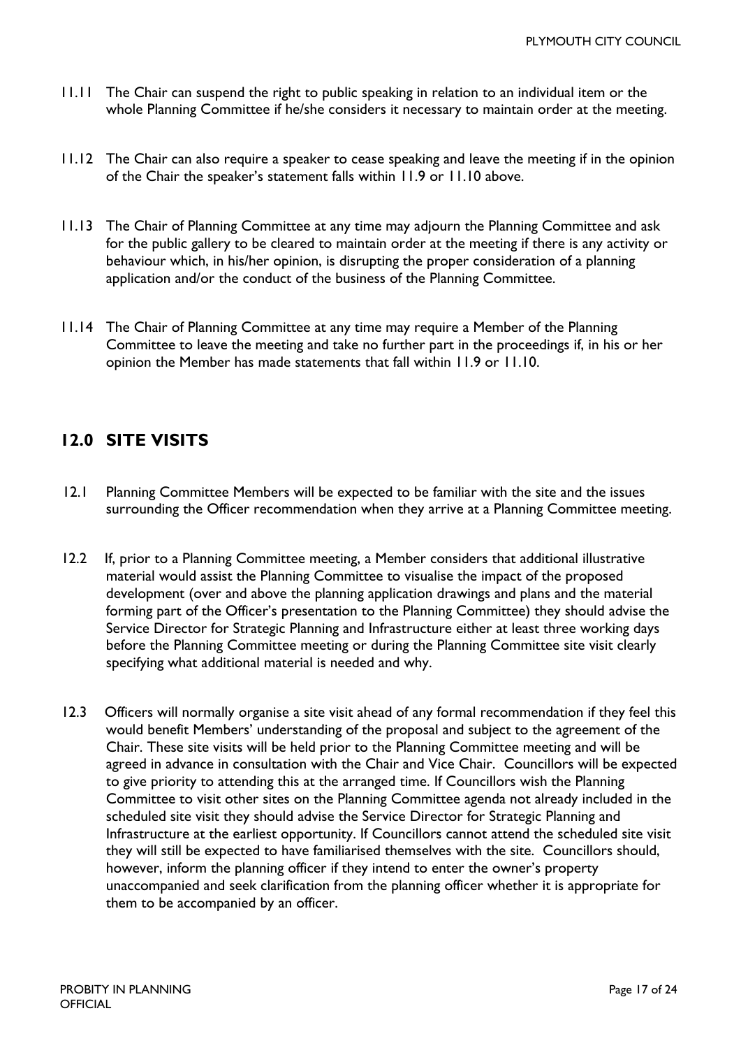11.11 The Chair can suspend the right to public speaking in relation to an individual item or the whole Planning Committee if he/she considers it necessary to maintain order at the meeting.

11.12 The Chair can also require a speaker to cease speaking and leave the meeting if in the opinion of the Chair the speaker's statement falls within 11.9 or 11.10 above.

11.13 The Chair of Planning Committee at any time may adjourn the Planning Committee and ask for the public gallery to be cleared to maintain order at the meeting if there is any activity or behaviour which, in his/her opinion, is disrupting the proper consideration of a planning application and/or the conduct of the business of the Planning Committee.

11.14 The Chair of Planning Committee at any time may require a Member of the Planning Committee to leave the meeting and take no further part in the proceedings if, in his or her opinion the Member has made statements that fall within 11.9 or 11.10.

## 12.0 SITE VISITS

12.1 Planning Committee Members will be expected to be familiar with the site and the issues surrounding the Officer recommendation when they arrive at a Planning Committee meeting.

12.2 If, prior to a Planning Committee meeting, a Member considers that additional illustrative material would assist the Planning Committee to visualise the impact of the proposed development (over and above the planning application drawings and plans and the material forming part of the Officer's presentation to the Planning Committee) they should advise the Service Director for Strategic Planning and Infrastructure either at least three working days before the Planning Committee meeting or during the Planning Committee site visit clearly specifying what additional material is needed and why.

12.3 Officers will normally organise a site visit ahead of any formal recommendation if they feel this would benefit Members' understanding of the proposal and subject to the agreement of the Chair. These site visits will be held prior to the Planning Committee meeting and will be agreed in advance in consultation with the Chair and Vice Chair. Councillors will be expected to give priority to attending this at the arranged time. If Councillors wish the Planning Committee to visit other sites on the Planning Committee agenda not already included in the scheduled site visit they should advise the Service Director for Strategic Planning and Infrastructure at the earliest opportunity. If Councillors cannot attend the scheduled site visit they will still be expected to have familiarised themselves with the site. Councillors should, however, inform the planning officer if they intend to enter the owner's property unaccompanied and seek clarification from the planning officer whether it is appropriate for them to be accompanied by an officer.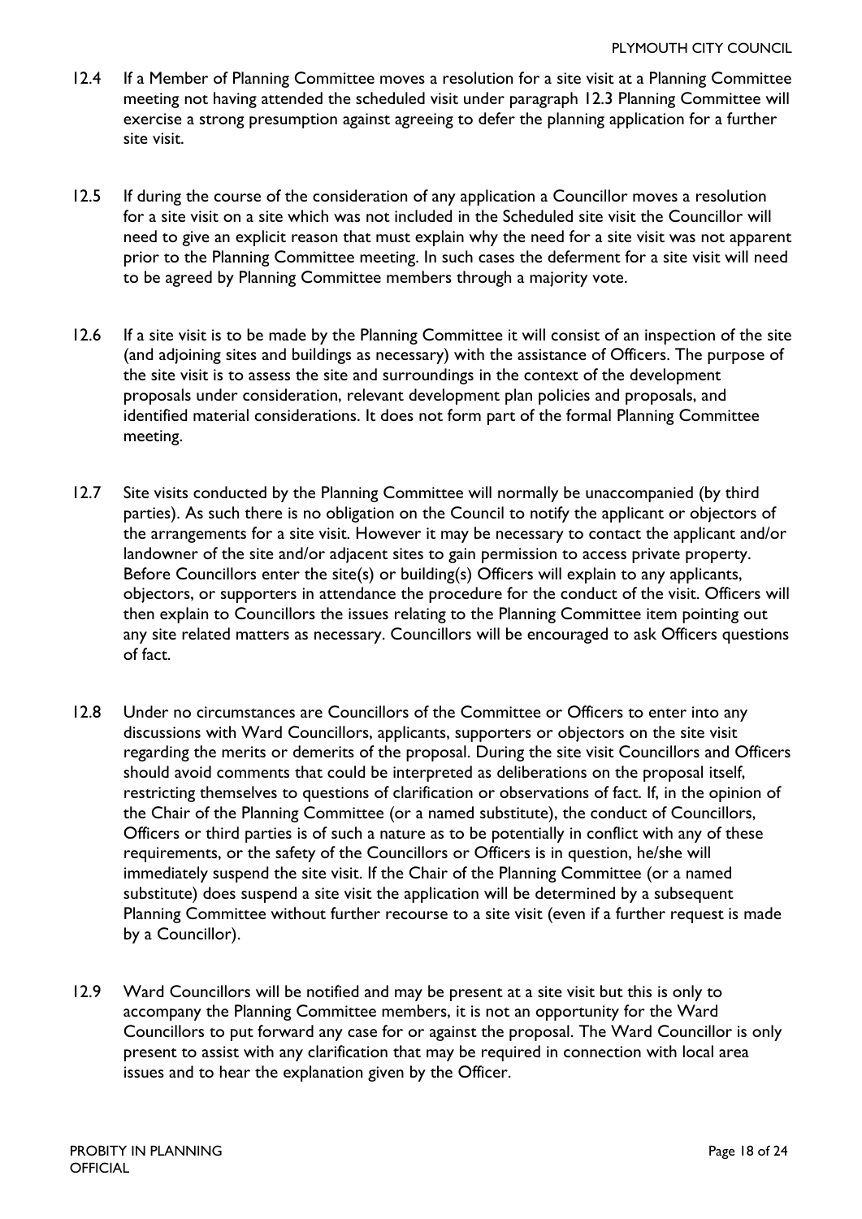12.4 If a Member of Planning Committee moves a resolution for a site visit at a Planning Committee meeting not having attended the scheduled visit under paragraph 12.3 Planning Committee will exercise a strong presumption against agreeing to defer the planning application for a further site visit.

12.5 If during the course of the consideration of any application a Councillor moves a resolution for a site visit on a site which was not included in the Scheduled site visit the Councillor will need to give an explicit reason that must explain why the need for a site visit was not apparent prior to the Planning Committee meeting. In such cases the deferment for a site visit will need to be agreed by Planning Committee members through a majority vote.

12.6 If a site visit is to be made by the Planning Committee it will consist of an inspection of the site (and adjoining sites and buildings as necessary) with the assistance of Officers. The purpose of the site visit is to assess the site and surroundings in the context of the development proposals under consideration, relevant development plan policies and proposals, and identified material considerations. It does not form part of the formal Planning Committee meeting.

12.7 Site visits conducted by the Planning Committee will normally be unaccompanied (by third parties). As such there is no obligation on the Council to notify the applicant or objectors of the arrangements for a site visit. However it may be necessary to contact the applicant and/or landowner of the site and/or adjacent sites to gain permission to access private property. Before Councillors enter the site(s) or building(s) Officers will explain to any applicants, objectors, or supporters in attendance the procedure for the conduct of the visit. Officers will then explain to Councillors the issues relating to the Planning Committee item pointing out any site related matters as necessary. Councillors will be encouraged to ask Officers questions of fact.

12.8 Under no circumstances are Councillors of the Committee or Officers to enter into any discussions with Ward Councillors, applicants, supporters or objectors on the site visit regarding the merits or demerits of the proposal. During the site visit Councillors and Officers should avoid comments that could be interpreted as deliberations on the proposal itself, restricting themselves to questions of clarification or observations of fact. If, in the opinion of the Chair of the Planning Committee (or a named substitute), the conduct of Councillors, Officers or third parties is of such a nature as to be potentially in conflict with any of these requirements, or the safety of the Councillors or Officers is in question, he/she will immediately suspend the site visit. If the Chair of the Planning Committee (or a named substitute) does suspend a site visit the application will be determined by a subsequent Planning Committee without further recourse to a site visit (even if a further request is made by a Councillor).

12.9 Ward Councillors will be notified and may be present at a site visit but this is only to accompany the Planning Committee members, it is not an opportunity for the Ward Councillors to put forward any case for or against the proposal. The Ward Councillor is only present to assist with any clarification that may be required in connection with local area issues and to hear the explanation given by the Officer.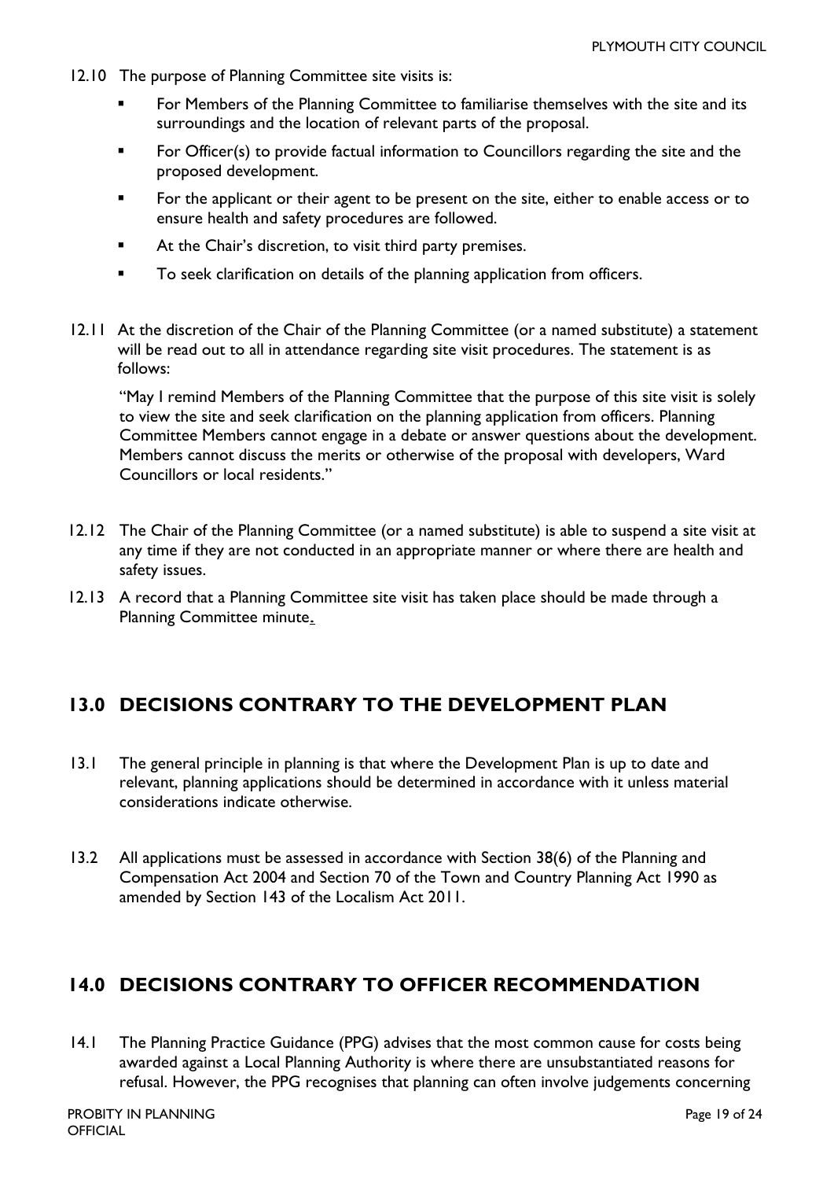12.10 The purpose of Planning Committee site visits is:

- For Members of the Planning Committee to familiarise themselves with the site and its surroundings and the location of relevant parts of the proposal.
- For Officer(s) to provide factual information to Councillors regarding the site and the proposed development.
- For the applicant or their agent to be present on the site, either to enable access or to ensure health and safety procedures are followed.
- At the Chair's discretion, to visit third party premises.
- To seek clarification on details of the planning application from officers.

12.11 At the discretion of the Chair of the Planning Committee (or a named substitute) a statement will be read out to all in attendance regarding site visit procedures. The statement is as follows:

"May I remind Members of the Planning Committee that the purpose of this site visit is solely to view the site and seek clarification on the planning application from officers. Planning Committee Members cannot engage in a debate or answer questions about the development. Members cannot discuss the merits or otherwise of the proposal with developers, Ward Councillors or local residents."

12.12 The Chair of the Planning Committee (or a named substitute) is able to suspend a site visit at any time if they are not conducted in an appropriate manner or where there are health and safety issues.

12.13 A record that a Planning Committee site visit has taken place should be made through a Planning Committee minute.

## 13.0 DECISIONS CONTRARY TO THE DEVELOPMENT PLAN

13.1 The general principle in planning is that where the Development Plan is up to date and relevant, planning applications should be determined in accordance with it unless material considerations indicate otherwise.

13.2 All applications must be assessed in accordance with Section 38(6) of the Planning and Compensation Act 2004 and Section 70 of the Town and Country Planning Act 1990 as amended by Section 143 of the Localism Act 2011.

## 14.0 DECISIONS CONTRARY TO OFFICER RECOMMENDATION

14.1 The Planning Practice Guidance (PPG) advises that the most common cause for costs being awarded against a Local Planning Authority is where there are unsubstantiated reasons for refusal. However, the PPG recognises that planning can often involve judgements concerning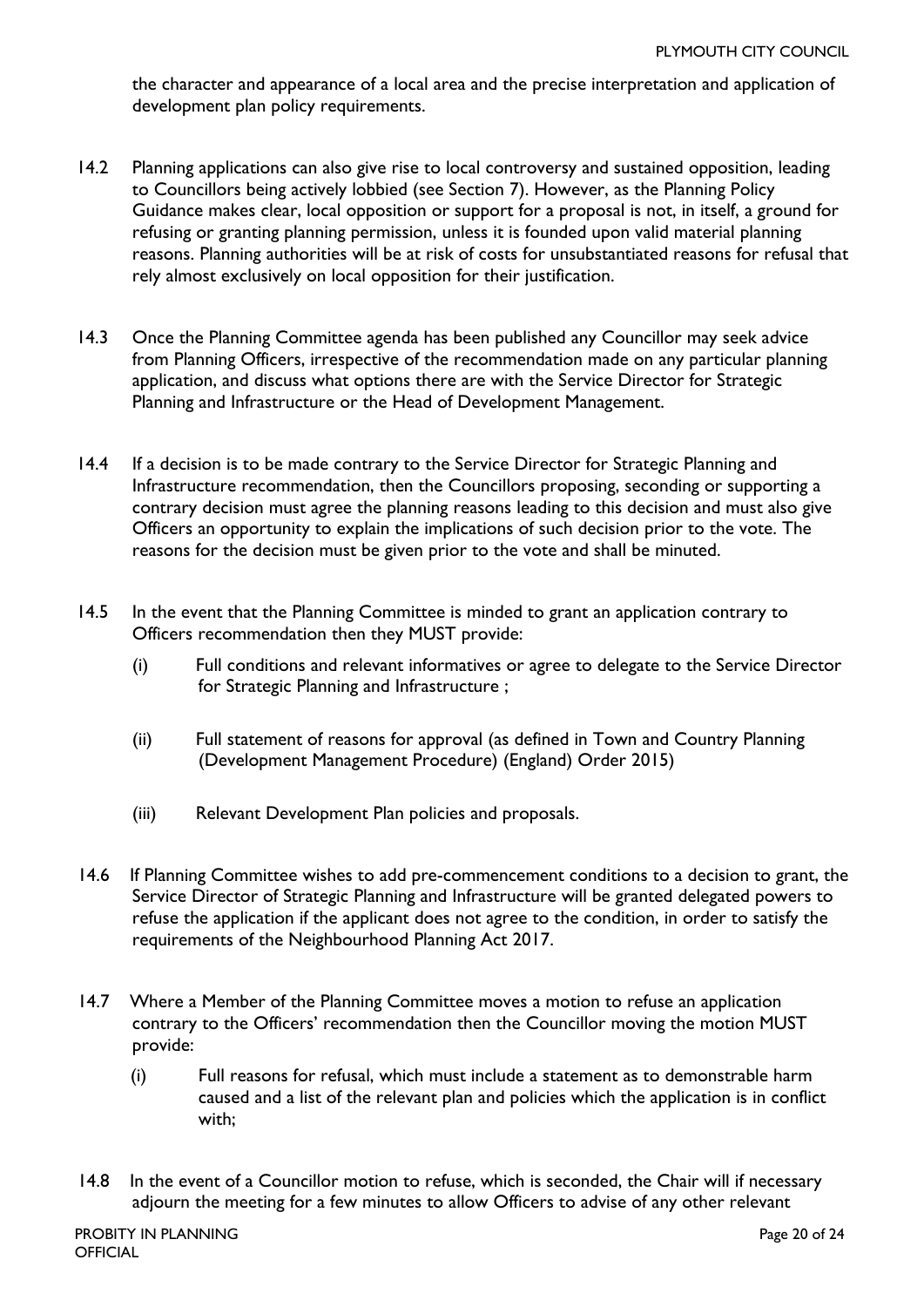the character and appearance of a local area and the precise interpretation and application of development plan policy requirements.

14.2 Planning applications can also give rise to local controversy and sustained opposition, leading to Councillors being actively lobbied (see Section 7). However, as the Planning Policy Guidance makes clear, local opposition or support for a proposal is not, in itself, a ground for refusing or granting planning permission, unless it is founded upon valid material planning reasons. Planning authorities will be at risk of costs for unsubstantiated reasons for refusal that rely almost exclusively on local opposition for their justification.

14.3 Once the Planning Committee agenda has been published any Councillor may seek advice from Planning Officers, irrespective of the recommendation made on any particular planning application, and discuss what options there are with the Service Director for Strategic Planning and Infrastructure or the Head of Development Management.

14.4 If a decision is to be made contrary to the Service Director for Strategic Planning and Infrastructure recommendation, then the Councillors proposing, seconding or supporting a contrary decision must agree the planning reasons leading to this decision and must also give Officers an opportunity to explain the implications of such decision prior to the vote. The reasons for the decision must be given prior to the vote and shall be minuted.

14.5 In the event that the Planning Committee is minded to grant an application contrary to Officers recommendation then they MUST provide:

(i) Full conditions and relevant informatives or agree to delegate to the Service Director for Strategic Planning and Infrastructure ;

(ii) Full statement of reasons for approval (as defined in Town and Country Planning (Development Management Procedure) (England) Order 2015)

(iii) Relevant Development Plan policies and proposals.

14.6 If Planning Committee wishes to add pre-commencement conditions to a decision to grant, the Service Director of Strategic Planning and Infrastructure will be granted delegated powers to refuse the application if the applicant does not agree to the condition, in order to satisfy the requirements of the Neighbourhood Planning Act 2017.

14.7 Where a Member of the Planning Committee moves a motion to refuse an application contrary to the Officers' recommendation then the Councillor moving the motion MUST provide:

(i) Full reasons for refusal, which must include a statement as to demonstrable harm caused and a list of the relevant plan and policies which the application is in conflict with;

14.8 In the event of a Councillor motion to refuse, which is seconded, the Chair will if necessary adjourn the meeting for a few minutes to allow Officers to advise of any other relevant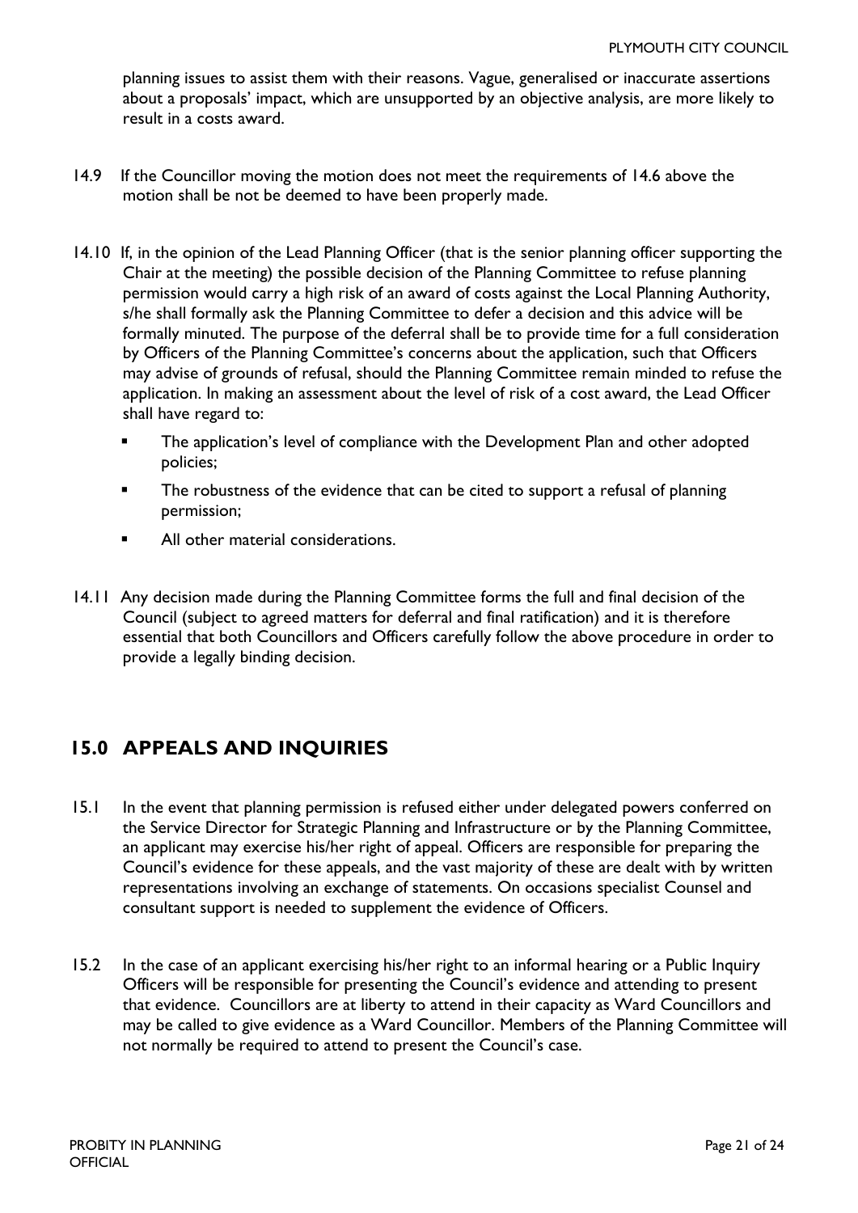planning issues to assist them with their reasons. Vague, generalised or inaccurate assertions about a proposals' impact, which are unsupported by an objective analysis, are more likely to result in a costs award.

14.9 If the Councillor moving the motion does not meet the requirements of 14.6 above the motion shall be not be deemed to have been properly made.

14.10 If, in the opinion of the Lead Planning Officer (that is the senior planning officer supporting the Chair at the meeting) the possible decision of the Planning Committee to refuse planning permission would carry a high risk of an award of costs against the Local Planning Authority, s/he shall formally ask the Planning Committee to defer a decision and this advice will be formally minuted. The purpose of the deferral shall be to provide time for a full consideration by Officers of the Planning Committee's concerns about the application, such that Officers may advise of grounds of refusal, should the Planning Committee remain minded to refuse the application. In making an assessment about the level of risk of a cost award, the Lead Officer shall have regard to:

- The application's level of compliance with the Development Plan and other adopted policies;
- The robustness of the evidence that can be cited to support a refusal of planning permission;
- All other material considerations.

14.11 Any decision made during the Planning Committee forms the full and final decision of the Council (subject to agreed matters for deferral and final ratification) and it is therefore essential that both Councillors and Officers carefully follow the above procedure in order to provide a legally binding decision.

## 15.0 APPEALS AND INQUIRIES

15.1 In the event that planning permission is refused either under delegated powers conferred on the Service Director for Strategic Planning and Infrastructure or by the Planning Committee, an applicant may exercise his/her right of appeal. Officers are responsible for preparing the Council's evidence for these appeals, and the vast majority of these are dealt with by written representations involving an exchange of statements. On occasions specialist Counsel and consultant support is needed to supplement the evidence of Officers.

15.2 In the case of an applicant exercising his/her right to an informal hearing or a Public Inquiry Officers will be responsible for presenting the Council's evidence and attending to present that evidence. Councillors are at liberty to attend in their capacity as Ward Councillors and may be called to give evidence as a Ward Councillor. Members of the Planning Committee will not normally be required to attend to present the Council's case.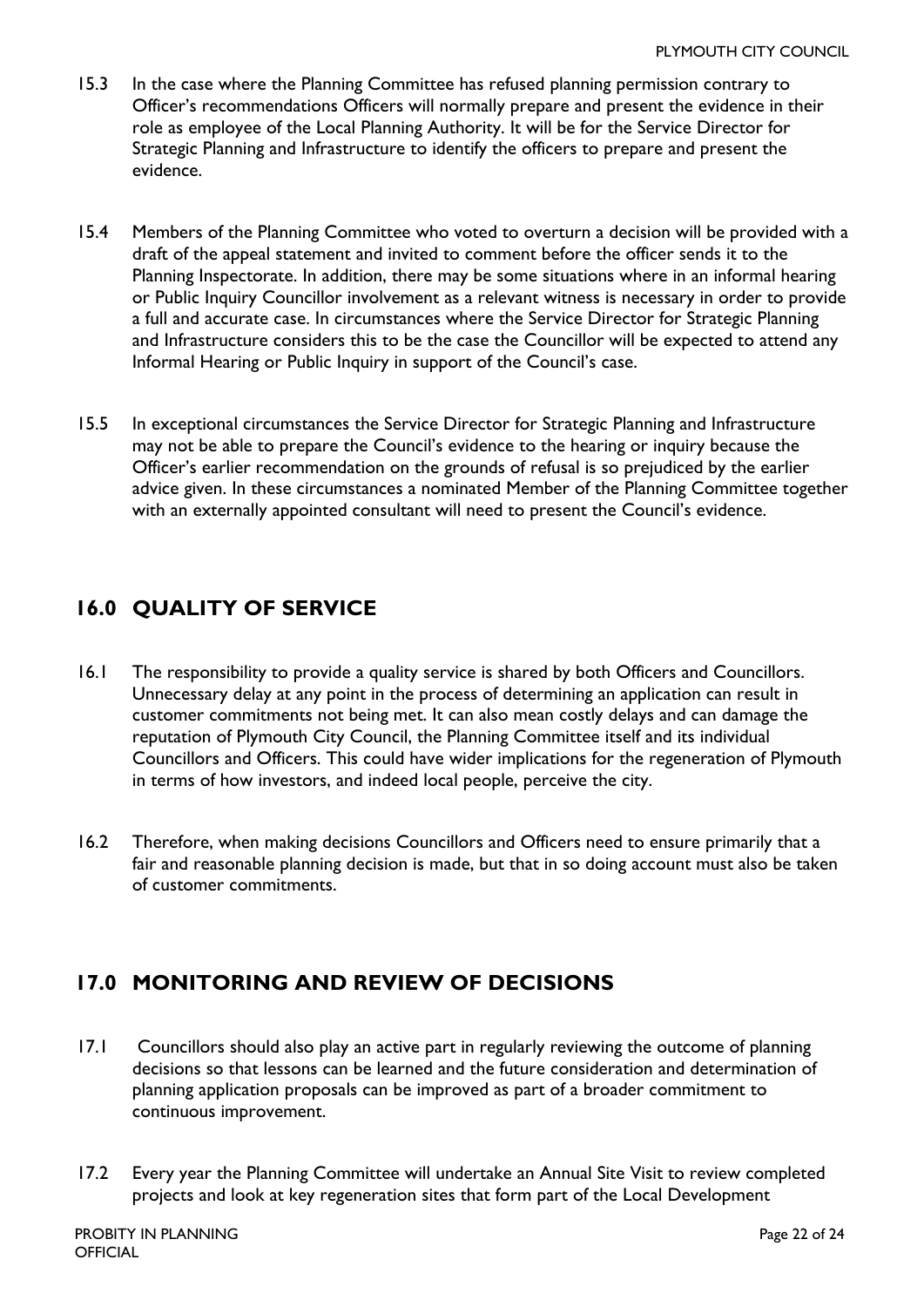15.3 In the case where the Planning Committee has refused planning permission contrary to Officer's recommendations Officers will normally prepare and present the evidence in their role as employee of the Local Planning Authority. It will be for the Service Director for Strategic Planning and Infrastructure to identify the officers to prepare and present the evidence.

15.4 Members of the Planning Committee who voted to overturn a decision will be provided with a draft of the appeal statement and invited to comment before the officer sends it to the Planning Inspectorate. In addition, there may be some situations where in an informal hearing or Public Inquiry Councillor involvement as a relevant witness is necessary in order to provide a full and accurate case. In circumstances where the Service Director for Strategic Planning and Infrastructure considers this to be the case the Councillor will be expected to attend any Informal Hearing or Public Inquiry in support of the Council's case.

15.5 In exceptional circumstances the Service Director for Strategic Planning and Infrastructure may not be able to prepare the Council's evidence to the hearing or inquiry because the Officer's earlier recommendation on the grounds of refusal is so prejudiced by the earlier advice given. In these circumstances a nominated Member of the Planning Committee together with an externally appointed consultant will need to present the Council's evidence.

## 16.0 QUALITY OF SERVICE

16.1 The responsibility to provide a quality service is shared by both Officers and Councillors. Unnecessary delay at any point in the process of determining an application can result in customer commitments not being met. It can also mean costly delays and can damage the reputation of Plymouth City Council, the Planning Committee itself and its individual Councillors and Officers. This could have wider implications for the regeneration of Plymouth in terms of how investors, and indeed local people, perceive the city.

16.2 Therefore, when making decisions Councillors and Officers need to ensure primarily that a fair and reasonable planning decision is made, but that in so doing account must also be taken of customer commitments.

## 17.0 MONITORING AND REVIEW OF DECISIONS

17.1 Councillors should also play an active part in regularly reviewing the outcome of planning decisions so that lessons can be learned and the future consideration and determination of planning application proposals can be improved as part of a broader commitment to continuous improvement.

17.2 Every year the Planning Committee will undertake an Annual Site Visit to review completed projects and look at key regeneration sites that form part of the Local Development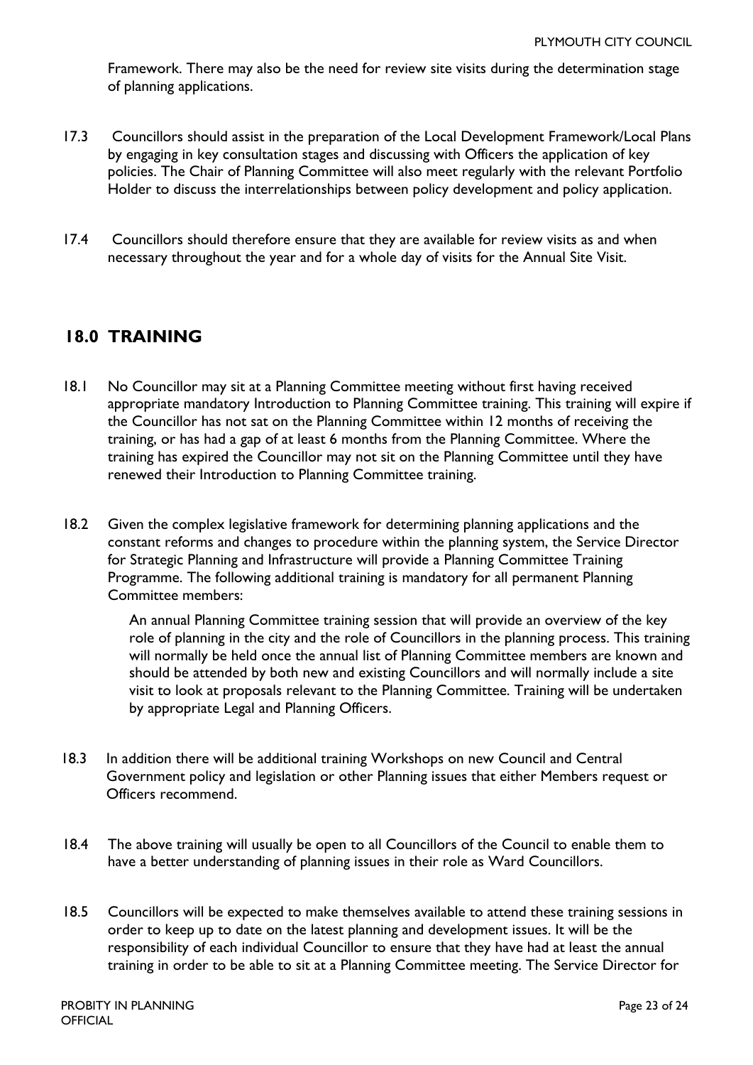Framework. There may also be the need for review site visits during the determination stage of planning applications.

17.3 Councillors should assist in the preparation of the Local Development Framework/Local Plans by engaging in key consultation stages and discussing with Officers the application of key policies. The Chair of Planning Committee will also meet regularly with the relevant Portfolio Holder to discuss the interrelationships between policy development and policy application.

17.4 Councillors should therefore ensure that they are available for review visits as and when necessary throughout the year and for a whole day of visits for the Annual Site Visit.

## 18.0 TRAINING

18.1 No Councillor may sit at a Planning Committee meeting without first having received appropriate mandatory Introduction to Planning Committee training. This training will expire if the Councillor has not sat on the Planning Committee within 12 months of receiving the training, or has had a gap of at least 6 months from the Planning Committee. Where the training has expired the Councillor may not sit on the Planning Committee until they have renewed their Introduction to Planning Committee training.

18.2 Given the complex legislative framework for determining planning applications and the constant reforms and changes to procedure within the planning system, the Service Director for Strategic Planning and Infrastructure will provide a Planning Committee Training Programme. The following additional training is mandatory for all permanent Planning Committee members:

> An annual Planning Committee training session that will provide an overview of the key role of planning in the city and the role of Councillors in the planning process. This training will normally be held once the annual list of Planning Committee members are known and should be attended by both new and existing Councillors and will normally include a site visit to look at proposals relevant to the Planning Committee. Training will be undertaken by appropriate Legal and Planning Officers.

18.3 In addition there will be additional training Workshops on new Council and Central Government policy and legislation or other Planning issues that either Members request or Officers recommend.

18.4 The above training will usually be open to all Councillors of the Council to enable them to have a better understanding of planning issues in their role as Ward Councillors.

18.5 Councillors will be expected to make themselves available to attend these training sessions in order to keep up to date on the latest planning and development issues. It will be the responsibility of each individual Councillor to ensure that they have had at least the annual training in order to be able to sit at a Planning Committee meeting. The Service Director for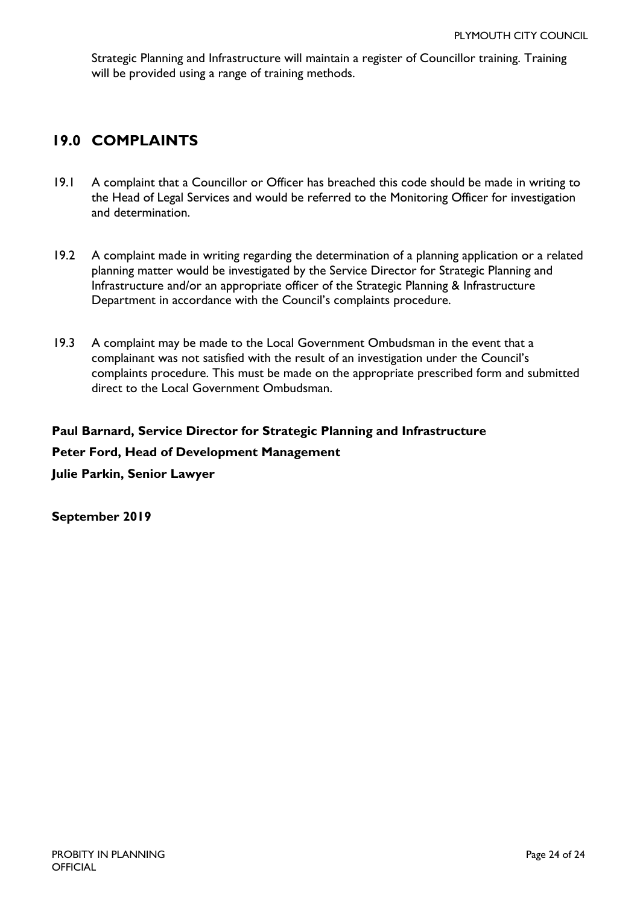Strategic Planning and Infrastructure will maintain a register of Councillor training. Training will be provided using a range of training methods.

## 19.0 COMPLAINTS

19.1 A complaint that a Councillor or Officer has breached this code should be made in writing to the Head of Legal Services and would be referred to the Monitoring Officer for investigation and determination.

19.2 A complaint made in writing regarding the determination of a planning application or a related planning matter would be investigated by the Service Director for Strategic Planning and Infrastructure and/or an appropriate officer of the Strategic Planning & Infrastructure Department in accordance with the Council's complaints procedure.

19.3 A complaint may be made to the Local Government Ombudsman in the event that a complainant was not satisfied with the result of an investigation under the Council's complaints procedure. This must be made on the appropriate prescribed form and submitted direct to the Local Government Ombudsman.

**Paul Barnard, Service Director for Strategic Planning and Infrastructure**

**Peter Ford, Head of Development Management**

**Julie Parkin, Senior Lawyer**

**September 2019**